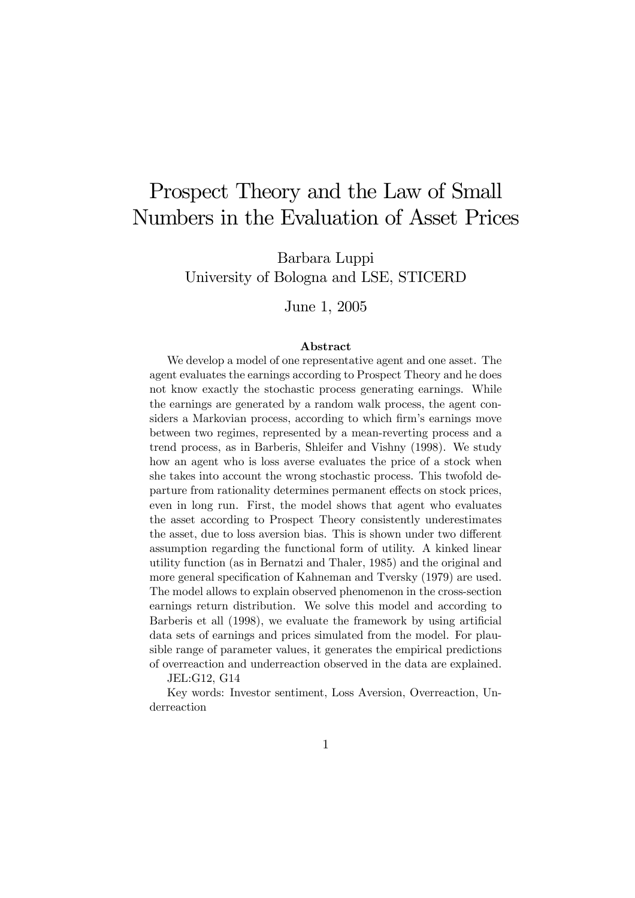# Prospect Theory and the Law of Small Numbers in the Evaluation of Asset Prices

Barbara Luppi
University of Bologna and LSE, STICERD

June 1, 2005

**Abstract**

We develop a model of one representative agent and one asset. The agent evaluates the earnings according to Prospect Theory and he does not know exactly the stochastic process generating earnings. While the earnings are generated by a random walk process, the agent considers a Markovian process, according to which firm's earnings move between two regimes, represented by a mean-reverting process and a trend process, as in Barberis, Shleifer and Vishny (1998). We study how an agent who is loss averse evaluates the price of a stock when she takes into account the wrong stochastic process. This twofold departure from rationality determines permanent effects on stock prices, even in long run. First, the model shows that agent who evaluates the asset according to Prospect Theory consistently underestimates the asset, due to loss aversion bias. This is shown under two different assumption regarding the functional form of utility. A kinked linear utility function (as in Bernatzi and Thaler, 1985) and the original and more general specification of Kahneman and Tversky (1979) are used. The model allows to explain observed phenomenon in the cross-section earnings return distribution. We solve this model and according to Barberis et all (1998), we evaluate the framework by using artificial data sets of earnings and prices simulated from the model. For plausible range of parameter values, it generates the empirical predictions of overreaction and underreaction observed in the data are explained.

JEL:G12, G14

Key words: Investor sentiment, Loss Aversion, Overreaction, Underreaction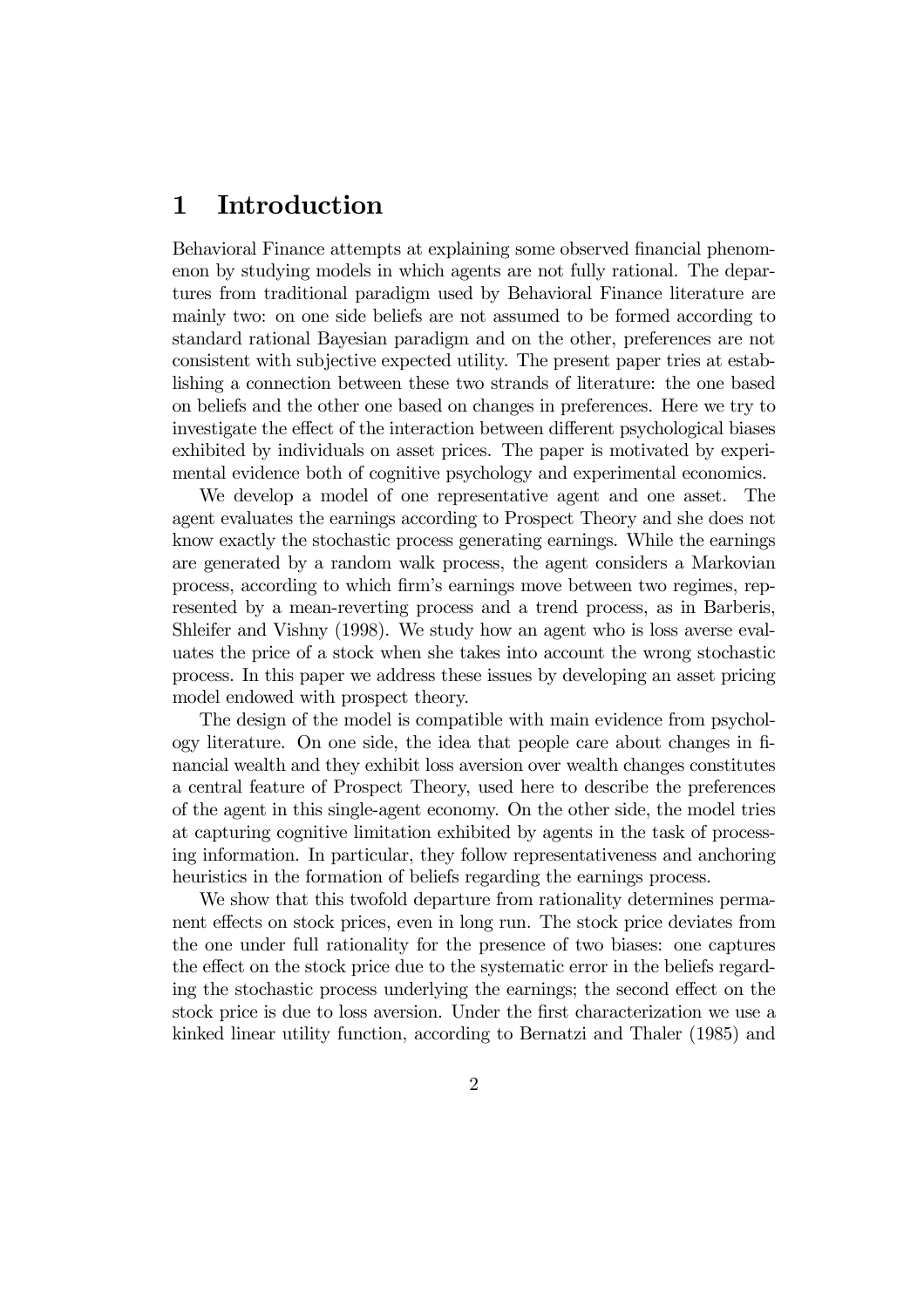# 1 Introduction

Behavioral Finance attempts at explaining some observed financial phenomenon by studying models in which agents are not fully rational. The departures from traditional paradigm used by Behavioral Finance literature are mainly two: on one side beliefs are not assumed to be formed according to standard rational Bayesian paradigm and on the other, preferences are not consistent with subjective expected utility. The present paper tries at establishing a connection between these two strands of literature: the one based on beliefs and the other one based on changes in preferences. Here we try to investigate the effect of the interaction between different psychological biases exhibited by individuals on asset prices. The paper is motivated by experimental evidence both of cognitive psychology and experimental economics.

We develop a model of one representative agent and one asset. The agent evaluates the earnings according to Prospect Theory and she does not know exactly the stochastic process generating earnings. While the earnings are generated by a random walk process, the agent considers a Markovian process, according to which firm's earnings move between two regimes, represented by a mean-reverting process and a trend process, as in Barberis, Shleifer and Vishny (1998). We study how an agent who is loss averse evaluates the price of a stock when she takes into account the wrong stochastic process. In this paper we address these issues by developing an asset pricing model endowed with prospect theory.

The design of the model is compatible with main evidence from psychology literature. On one side, the idea that people care about changes in financial wealth and they exhibit loss aversion over wealth changes constitutes a central feature of Prospect Theory, used here to describe the preferences of the agent in this single-agent economy. On the other side, the model tries at capturing cognitive limitation exhibited by agents in the task of processing information. In particular, they follow representativeness and anchoring heuristics in the formation of beliefs regarding the earnings process.

We show that this twofold departure from rationality determines permanent effects on stock prices, even in long run. The stock price deviates from the one under full rationality for the presence of two biases: one captures the effect on the stock price due to the systematic error in the beliefs regarding the stochastic process underlying the earnings; the second effect on the stock price is due to loss aversion. Under the first characterization we use a kinked linear utility function, according to Bernatzi and Thaler (1985) and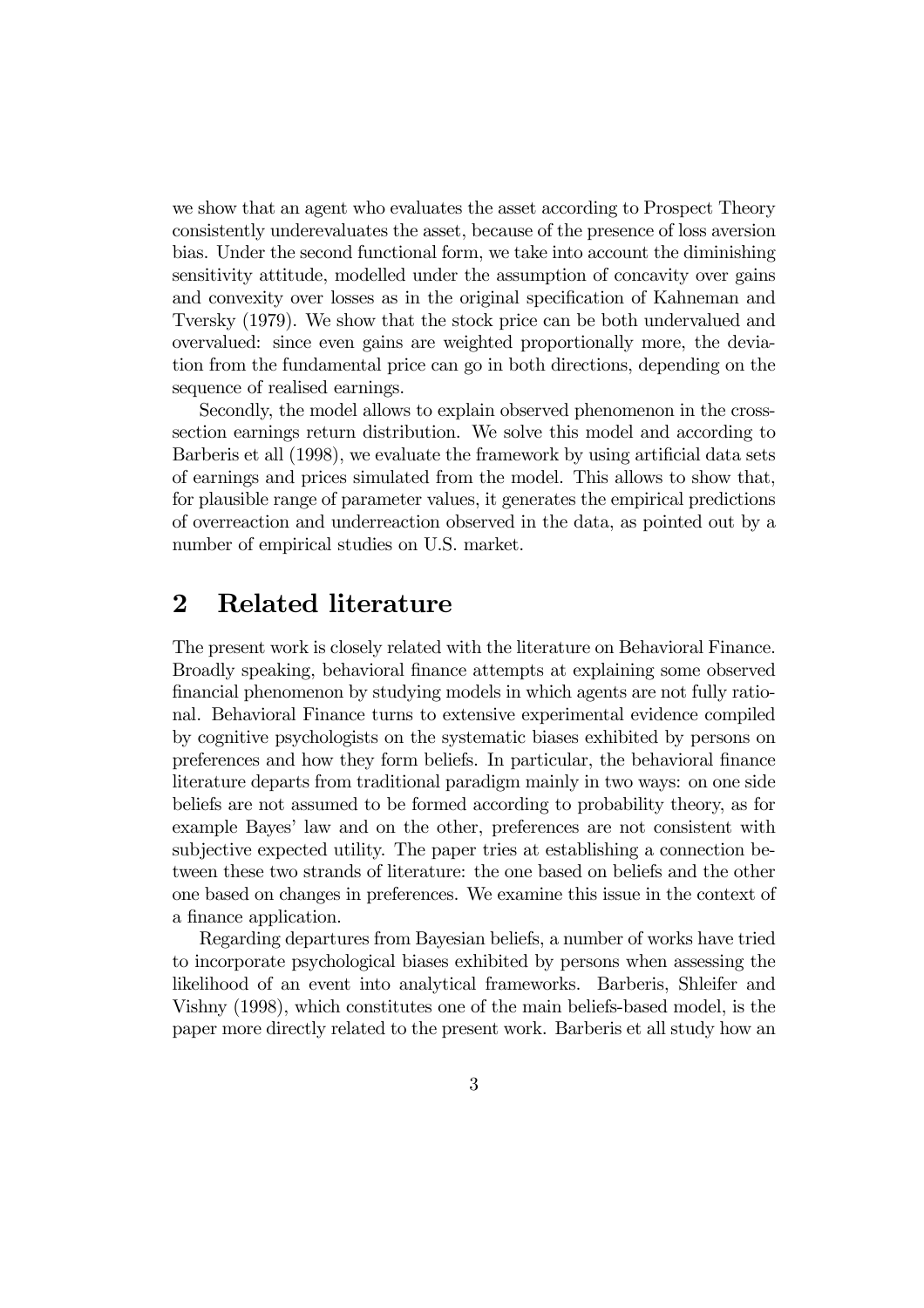we show that an agent who evaluates the asset according to Prospect Theory consistently underevaluates the asset, because of the presence of loss aversion bias. Under the second functional form, we take into account the diminishing sensitivity attitude, modelled under the assumption of concavity over gains and convexity over losses as in the original specification of Kahneman and Tversky (1979). We show that the stock price can be both undervalued and overvalued: since even gains are weighted proportionally more, the deviation from the fundamental price can go in both directions, depending on the sequence of realised earnings.

Secondly, the model allows to explain observed phenomenon in the cross-section earnings return distribution. We solve this model and according to Barberis et all (1998), we evaluate the framework by using artificial data sets of earnings and prices simulated from the model. This allows to show that, for plausible range of parameter values, it generates the empirical predictions of overreaction and underreaction observed in the data, as pointed out by a number of empirical studies on U.S. market.

## 2 Related literature

The present work is closely related with the literature on Behavioral Finance. Broadly speaking, behavioral finance attempts at explaining some observed financial phenomenon by studying models in which agents are not fully rational. Behavioral Finance turns to extensive experimental evidence compiled by cognitive psychologists on the systematic biases exhibited by persons on preferences and how they form beliefs. In particular, the behavioral finance literature departs from traditional paradigm mainly in two ways: on one side beliefs are not assumed to be formed according to probability theory, as for example Bayes' law and on the other, preferences are not consistent with subjective expected utility. The paper tries at establishing a connection between these two strands of literature: the one based on beliefs and the other one based on changes in preferences. We examine this issue in the context of a finance application.

Regarding departures from Bayesian beliefs, a number of works have tried to incorporate psychological biases exhibited by persons when assessing the likelihood of an event into analytical frameworks. Barberis, Shleifer and Vishny (1998), which constitutes one of the main beliefs-based model, is the paper more directly related to the present work. Barberis et all study how an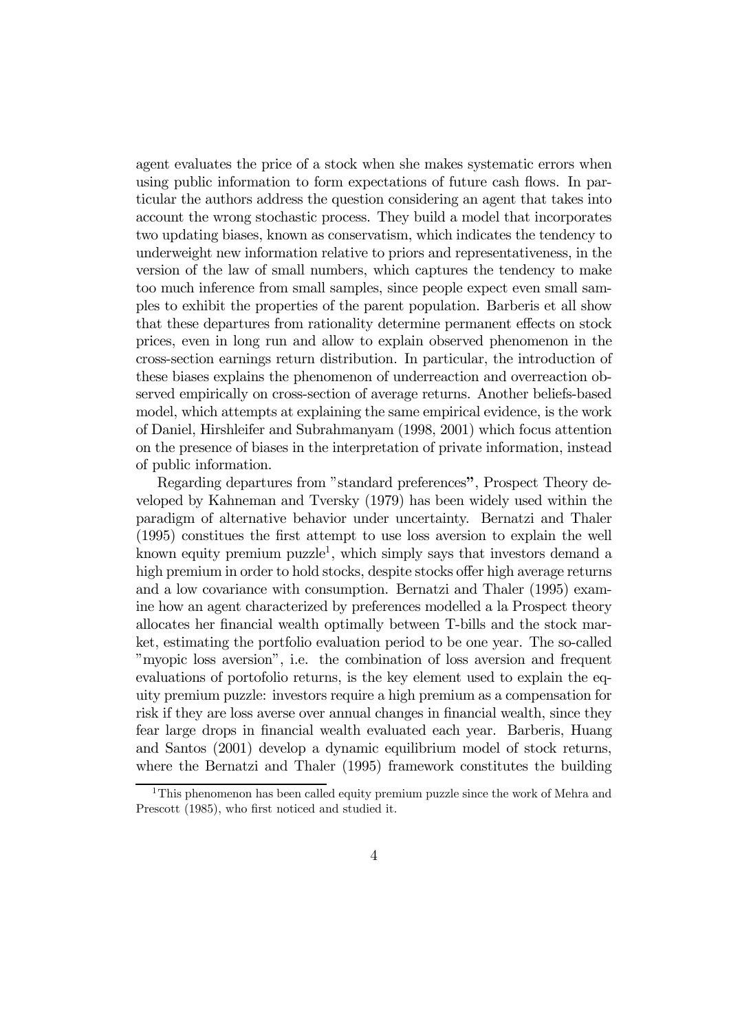agent evaluates the price of a stock when she makes systematic errors when using public information to form expectations of future cash flows. In particular the authors address the question considering an agent that takes into account the wrong stochastic process. They build a model that incorporates two updating biases, known as conservatism, which indicates the tendency to underweight new information relative to priors and representativeness, in the version of the law of small numbers, which captures the tendency to make too much inference from small samples, since people expect even small samples to exhibit the properties of the parent population. Barberis et all show that these departures from rationality determine permanent effects on stock prices, even in long run and allow to explain observed phenomenon in the cross-section earnings return distribution. In particular, the introduction of these biases explains the phenomenon of underreaction and overreaction observed empirically on cross-section of average returns. Another beliefs-based model, which attempts at explaining the same empirical evidence, is the work of Daniel, Hirshleifer and Subrahmanyam (1998, 2001) which focus attention on the presence of biases in the interpretation of private information, instead of public information.

Regarding departures from "standard preferences", Prospect Theory developed by Kahneman and Tversky (1979) has been widely used within the paradigm of alternative behavior under uncertainty. Bernatzi and Thaler (1995) constitues the first attempt to use loss aversion to explain the well known equity premium puzzle[1], which simply says that investors demand a high premium in order to hold stocks, despite stocks offer high average returns and a low covariance with consumption. Bernatzi and Thaler (1995) examine how an agent characterized by preferences modelled a la Prospect theory allocates her financial wealth optimally between T-bills and the stock market, estimating the portfolio evaluation period to be one year. The so-called "myopic loss aversion", i.e. the combination of loss aversion and frequent evaluations of portofolio returns, is the key element used to explain the equity premium puzzle: investors require a high premium as a compensation for risk if they are loss averse over annual changes in financial wealth, since they fear large drops in financial wealth evaluated each year. Barberis, Huang and Santos (2001) develop a dynamic equilibrium model of stock returns, where the Bernatzi and Thaler (1995) framework constitutes the building

[1] This phenomenon has been called equity premium puzzle since the work of Mehra and Prescott (1985), who first noticed and studied it.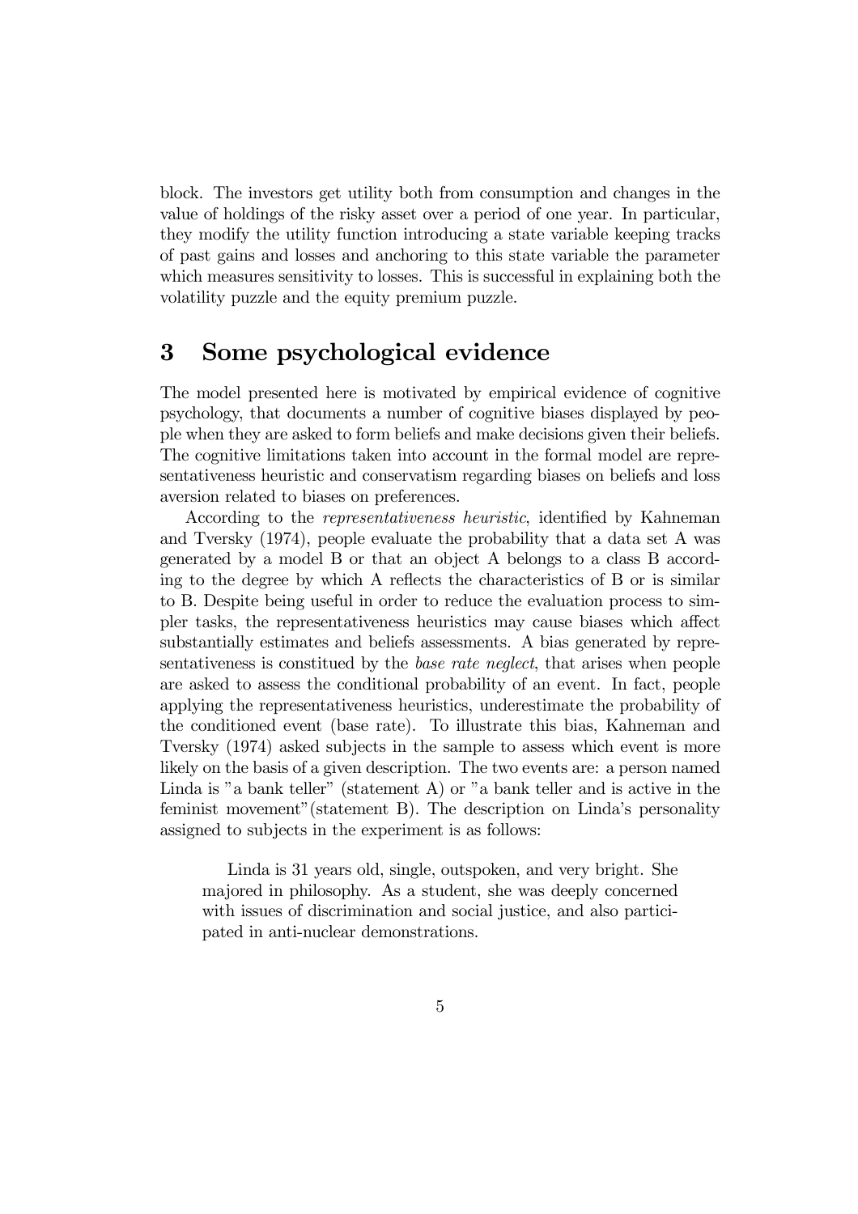block. The investors get utility both from consumption and changes in the value of holdings of the risky asset over a period of one year. In particular, they modify the utility function introducing a state variable keeping tracks of past gains and losses and anchoring to this state variable the parameter which measures sensitivity to losses. This is successful in explaining both the volatility puzzle and the equity premium puzzle.

# 3 Some psychological evidence

The model presented here is motivated by empirical evidence of cognitive psychology, that documents a number of cognitive biases displayed by people when they are asked to form beliefs and make decisions given their beliefs. The cognitive limitations taken into account in the formal model are representativeness heuristic and conservatism regarding biases on beliefs and loss aversion related to biases on preferences.

According to the *representativeness heuristic*, identified by Kahneman and Tversky (1974), people evaluate the probability that a data set A was generated by a model B or that an object A belongs to a class B according to the degree by which A reflects the characteristics of B or is similar to B. Despite being useful in order to reduce the evaluation process to simpler tasks, the representativeness heuristics may cause biases which affect substantially estimates and beliefs assessments. A bias generated by representativeness is constitued by the *base rate neglect*, that arises when people are asked to assess the conditional probability of an event. In fact, people applying the representativeness heuristics, underestimate the probability of the conditioned event (base rate). To illustrate this bias, Kahneman and Tversky (1974) asked subjects in the sample to assess which event is more likely on the basis of a given description. The two events are: a person named Linda is "a bank teller" (statement A) or "a bank teller and is active in the feminist movement"(statement B). The description on Linda's personality assigned to subjects in the experiment is as follows:

> Linda is 31 years old, single, outspoken, and very bright. She majored in philosophy. As a student, she was deeply concerned with issues of discrimination and social justice, and also participated in anti-nuclear demonstrations.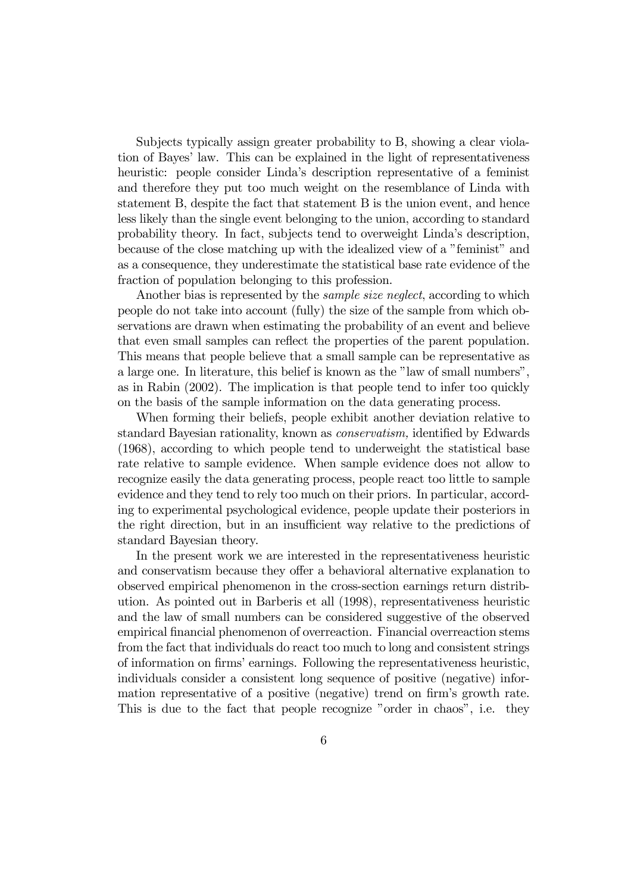Subjects typically assign greater probability to B, showing a clear violation of Bayes' law. This can be explained in the light of representativeness heuristic: people consider Linda's description representative of a feminist and therefore they put too much weight on the resemblance of Linda with statement B, despite the fact that statement B is the union event, and hence less likely than the single event belonging to the union, according to standard probability theory. In fact, subjects tend to overweight Linda's description, because of the close matching up with the idealized view of a "feminist" and as a consequence, they underestimate the statistical base rate evidence of the fraction of population belonging to this profession.

Another bias is represented by the *sample size neglect*, according to which people do not take into account (fully) the size of the sample from which observations are drawn when estimating the probability of an event and believe that even small samples can reflect the properties of the parent population. This means that people believe that a small sample can be representative as a large one. In literature, this belief is known as the "law of small numbers", as in Rabin (2002). The implication is that people tend to infer too quickly on the basis of the sample information on the data generating process.

When forming their beliefs, people exhibit another deviation relative to standard Bayesian rationality, known as *conservatism,* identified by Edwards (1968), according to which people tend to underweight the statistical base rate relative to sample evidence. When sample evidence does not allow to recognize easily the data generating process, people react too little to sample evidence and they tend to rely too much on their priors. In particular, according to experimental psychological evidence, people update their posteriors in the right direction, but in an insufficient way relative to the predictions of standard Bayesian theory.

In the present work we are interested in the representativeness heuristic and conservatism because they offer a behavioral alternative explanation to observed empirical phenomenon in the cross-section earnings return distribution. As pointed out in Barberis et all (1998), representativeness heuristic and the law of small numbers can be considered suggestive of the observed empirical financial phenomenon of overreaction. Financial overreaction stems from the fact that individuals do react too much to long and consistent strings of information on firms' earnings. Following the representativeness heuristic, individuals consider a consistent long sequence of positive (negative) information representative of a positive (negative) trend on firm's growth rate. This is due to the fact that people recognize "order in chaos", i.e. they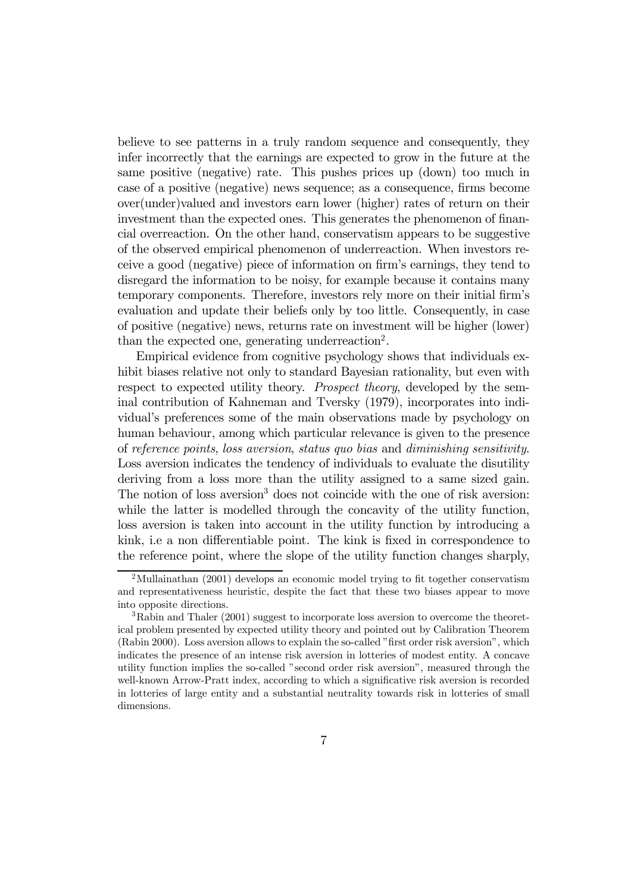believe to see patterns in a truly random sequence and consequently, they infer incorrectly that the earnings are expected to grow in the future at the same positive (negative) rate. This pushes prices up (down) too much in case of a positive (negative) news sequence; as a consequence, firms become over(under)valued and investors earn lower (higher) rates of return on their investment than the expected ones. This generates the phenomenon of financial overreaction. On the other hand, conservatism appears to be suggestive of the observed empirical phenomenon of underreaction. When investors receive a good (negative) piece of information on firm's earnings, they tend to disregard the information to be noisy, for example because it contains many temporary components. Therefore, investors rely more on their initial firm's evaluation and update their beliefs only by too little. Consequently, in case of positive (negative) news, returns rate on investment will be higher (lower) than the expected one, generating underreaction[2].

Empirical evidence from cognitive psychology shows that individuals exhibit biases relative not only to standard Bayesian rationality, but even with respect to expected utility theory. *Prospect theory*, developed by the seminal contribution of Kahneman and Tversky (1979), incorporates into individual's preferences some of the main observations made by psychology on human behaviour, among which particular relevance is given to the presence of *reference points*, *loss aversion*, *status quo bias* and *diminishing sensitivity*. Loss aversion indicates the tendency of individuals to evaluate the disutility deriving from a loss more than the utility assigned to a same sized gain. The notion of loss aversion[3] does not coincide with the one of risk aversion: while the latter is modelled through the concavity of the utility function, loss aversion is taken into account in the utility function by introducing a kink, i.e a non differentiable point. The kink is fixed in correspondence to the reference point, where the slope of the utility function changes sharply,

[2] Mullainathan (2001) develops an economic model trying to fit together conservatism and representativeness heuristic, despite the fact that these two biases appear to move into opposite directions.

[3] Rabin and Thaler (2001) suggest to incorporate loss aversion to overcome the theoretical problem presented by expected utility theory and pointed out by Calibration Theorem (Rabin 2000). Loss aversion allows to explain the so-called "first order risk aversion", which indicates the presence of an intense risk aversion in lotteries of modest entity. A concave utility function implies the so-called "second order risk aversion", measured through the well-known Arrow-Pratt index, according to which a significative risk aversion is recorded in lotteries of large entity and a substantial neutrality towards risk in lotteries of small dimensions.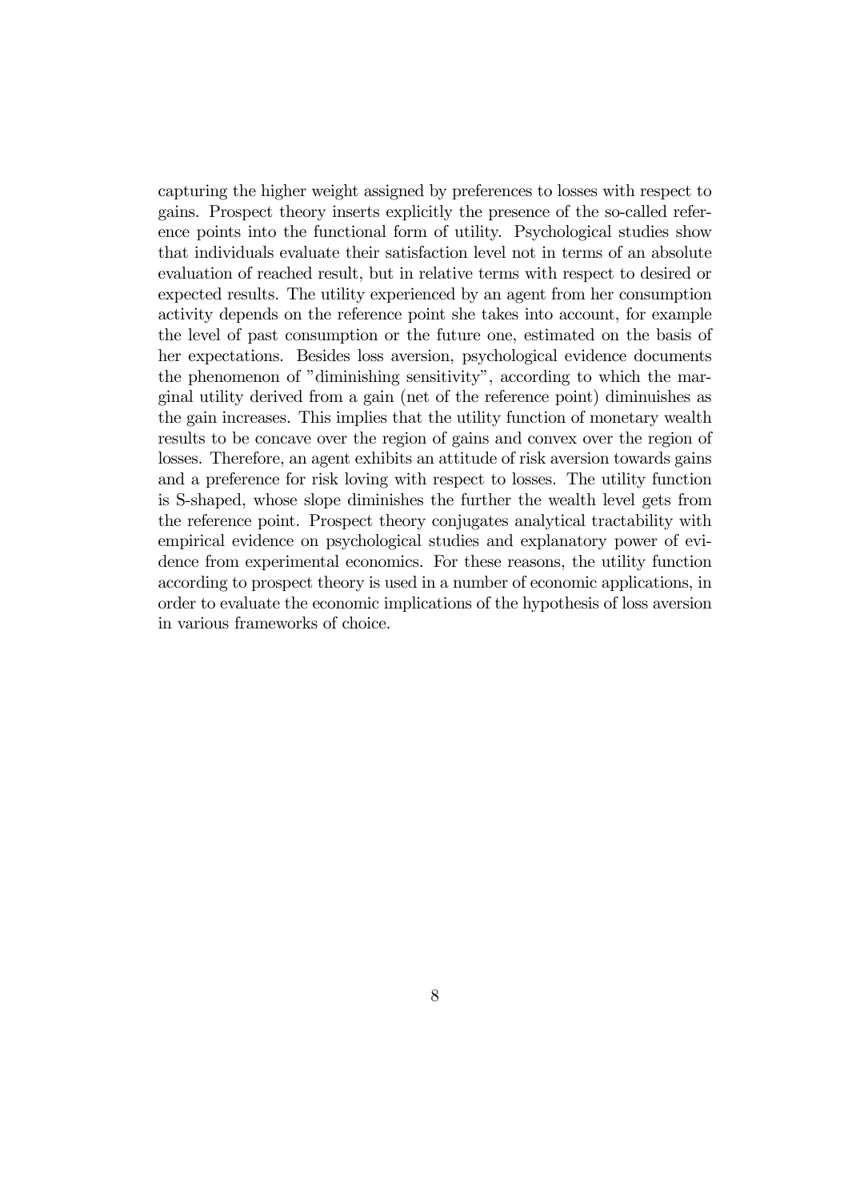capturing the higher weight assigned by preferences to losses with respect to gains. Prospect theory inserts explicitly the presence of the so-called reference points into the functional form of utility. Psychological studies show that individuals evaluate their satisfaction level not in terms of an absolute evaluation of reached result, but in relative terms with respect to desired or expected results. The utility experienced by an agent from her consumption activity depends on the reference point she takes into account, for example the level of past consumption or the future one, estimated on the basis of her expectations. Besides loss aversion, psychological evidence documents the phenomenon of "diminishing sensitivity", according to which the marginal utility derived from a gain (net of the reference point) diminuishes as the gain increases. This implies that the utility function of monetary wealth results to be concave over the region of gains and convex over the region of losses. Therefore, an agent exhibits an attitude of risk aversion towards gains and a preference for risk loving with respect to losses. The utility function is S-shaped, whose slope diminishes the further the wealth level gets from the reference point. Prospect theory conjugates analytical tractability with empirical evidence on psychological studies and explanatory power of evidence from experimental economics. For these reasons, the utility function according to prospect theory is used in a number of economic applications, in order to evaluate the economic implications of the hypothesis of loss aversion in various frameworks of choice.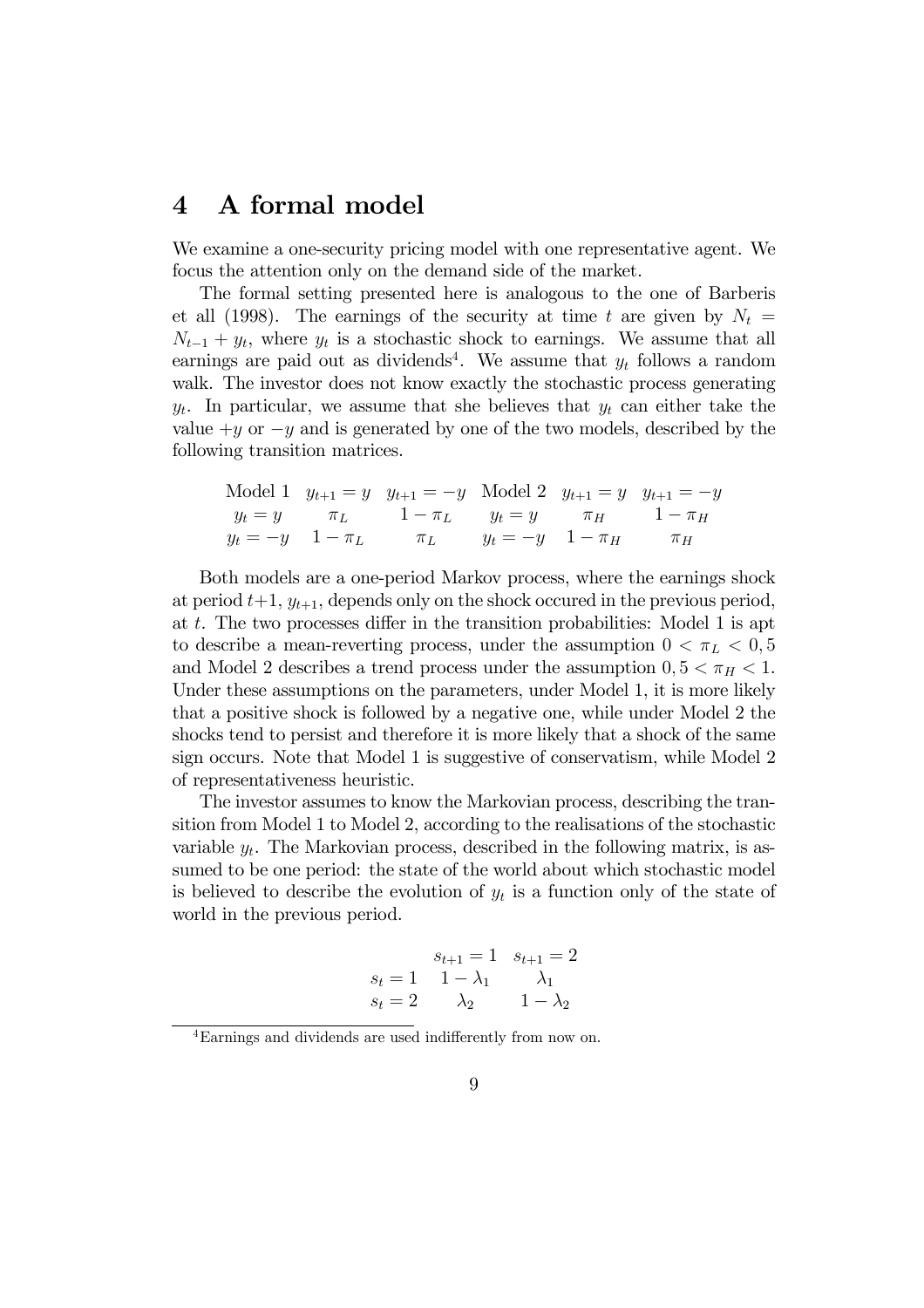# 4 A formal model

We examine a one-security pricing model with one representative agent. We focus the attention only on the demand side of the market.

The formal setting presented here is analogous to the one of Barberis et all (1998). The earnings of the security at time $t$ are given by $N_t = N_{t-1} + y_t$, where $y_t$ is a stochastic shock to earnings. We assume that all earnings are paid out as dividends[4]. We assume that $y_t$ follows a random walk. The investor does not know exactly the stochastic process generating $y_t$. In particular, we assume that she believes that $y_t$ can either take the value $+y$ or $-y$ and is generated by one of the two models, described by the following transition matrices.

| Model 1 | $y_{t+1} = y$ | $y_{t+1} = -y$ | Model 2 | $y_{t+1} = y$ | $y_{t+1} = -y$ |
|---|---|---|---|---|---|
| $y_t = y$ | $\pi_L$ | $1 - \pi_L$ | $y_t = y$ | $\pi_H$ | $1 - \pi_H$ |
| $y_t = -y$ | $1 - \pi_L$ | $\pi_L$ | $y_t = -y$ | $1 - \pi_H$ | $\pi_H$ |

Both models are a one-period Markov process, where the earnings shock at period $t+1$, $y_{t+1}$, depends only on the shock occured in the previous period, at $t$. The two processes differ in the transition probabilities: Model 1 is apt to describe a mean-reverting process, under the assumption $0 < \pi_L < 0,5$ and Model 2 describes a trend process under the assumption $0,5 < \pi_H < 1$. Under these assumptions on the parameters, under Model 1, it is more likely that a positive shock is followed by a negative one, while under Model 2 the shocks tend to persist and therefore it is more likely that a shock of the same sign occurs. Note that Model 1 is suggestive of conservatism, while Model 2 of representativeness heuristic.

The investor assumes to know the Markovian process, describing the transition from Model 1 to Model 2, according to the realisations of the stochastic variable $y_t$. The Markovian process, described in the following matrix, is assumed to be one period: the state of the world about which stochastic model is believed to describe the evolution of $y_t$ is a function only of the state of world in the previous period.

| | $s_{t+1} = 1$ | $s_{t+1} = 2$ |
|---|---|---|
| $s_t = 1$ | $1 - \lambda_1$ | $\lambda_1$ |
| $s_t = 2$ | $\lambda_2$ | $1 - \lambda_2$ |

[4]Earnings and dividends are used indifferently from now on.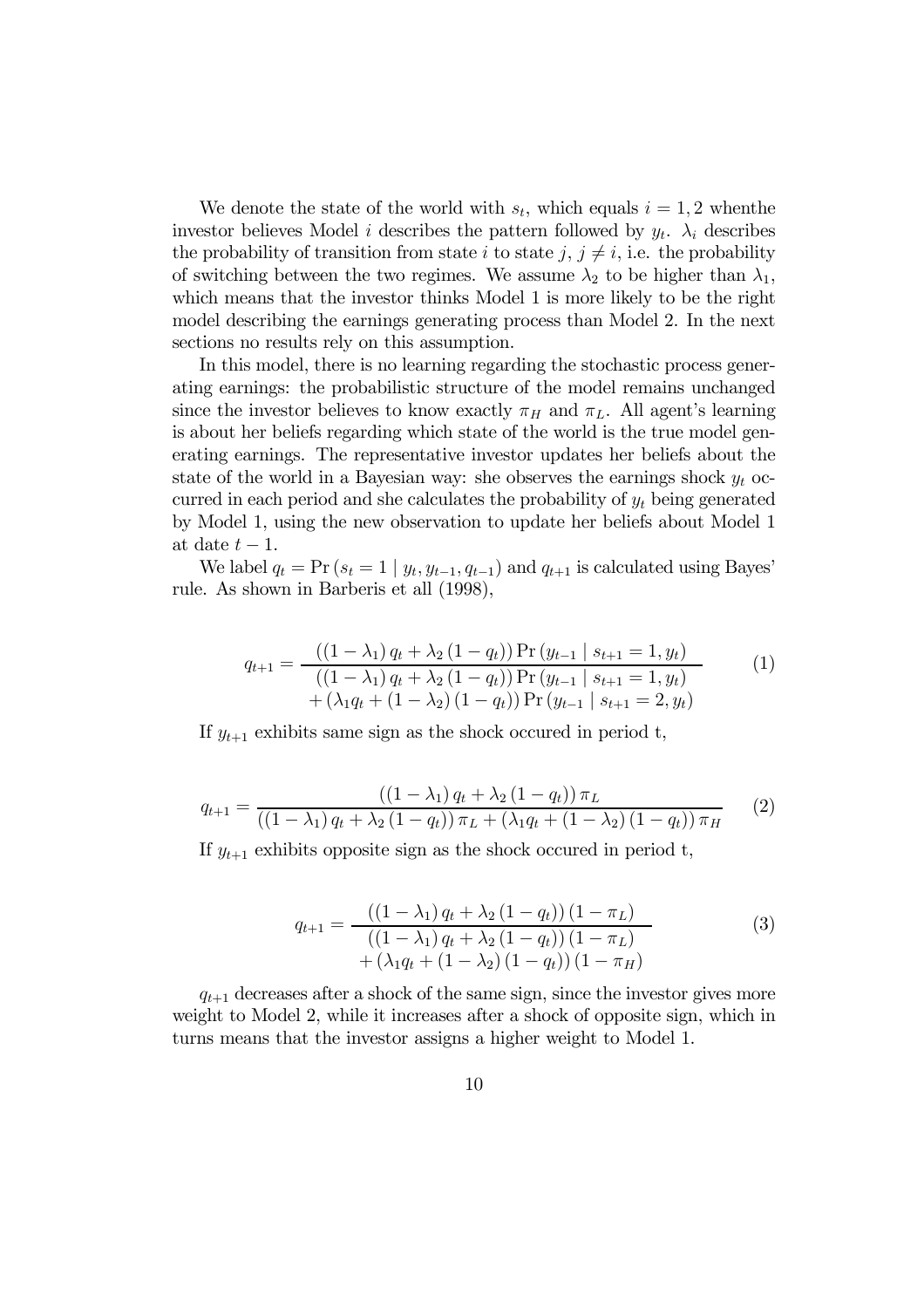We denote the state of the world with $s_t$, which equals $i = 1, 2$ whenthe investor believes Model $i$ describes the pattern followed by $y_t$. $\lambda_i$ describes the probability of transition from state $i$ to state $j$, $j \neq i$, i.e. the probability of switching between the two regimes. We assume $\lambda_2$ to be higher than $\lambda_1$, which means that the investor thinks Model 1 is more likely to be the right model describing the earnings generating process than Model 2. In the next sections no results rely on this assumption.

In this model, there is no learning regarding the stochastic process generating earnings: the probabilistic structure of the model remains unchanged since the investor believes to know exactly $\pi_H$ and $\pi_L$. All agent's learning is about her beliefs regarding which state of the world is the true model generating earnings. The representative investor updates her beliefs about the state of the world in a Bayesian way: she observes the earnings shock $y_t$ occurred in each period and she calculates the probability of $y_t$ being generated by Model 1, using the new observation to update her beliefs about Model 1 at date $t-1$.

We label $q_t = \Pr(s_t = 1 \mid y_t, y_{t-1}, q_{t-1})$ and $q_{t+1}$ is calculated using Bayes' rule. As shown in Barberis et all (1998),

$$q_{t+1} = \frac{((1-\lambda_1) q_t + \lambda_2 (1-q_t)) \Pr(y_{t-1} \mid s_{t+1} = 1, y_t)}{\begin{array}{c}((1-\lambda_1) q_t + \lambda_2 (1-q_t)) \Pr(y_{t-1} \mid s_{t+1} = 1, y_t) \\ + (\lambda_1 q_t + (1-\lambda_2)(1-q_t)) \Pr(y_{t-1} \mid s_{t+1} = 2, y_t)\end{array}} \tag{1}$$

If $y_{t+1}$ exhibits same sign as the shock occured in period t,

$$q_{t+1} = \frac{((1-\lambda_1) q_t + \lambda_2 (1-q_t)) \pi_L}{((1-\lambda_1) q_t + \lambda_2 (1-q_t)) \pi_L + (\lambda_1 q_t + (1-\lambda_2)(1-q_t)) \pi_H} \tag{2}$$

If $y_{t+1}$ exhibits opposite sign as the shock occured in period t,

$$q_{t+1} = \frac{((1-\lambda_1) q_t + \lambda_2 (1-q_t)) (1-\pi_L)}{\begin{array}{c}((1-\lambda_1) q_t + \lambda_2 (1-q_t)) (1-\pi_L) \\ + (\lambda_1 q_t + (1-\lambda_2)(1-q_t)) (1-\pi_H)\end{array}} \tag{3}$$

$q_{t+1}$ decreases after a shock of the same sign, since the investor gives more weight to Model 2, while it increases after a shock of opposite sign, which in turns means that the investor assigns a higher weight to Model 1.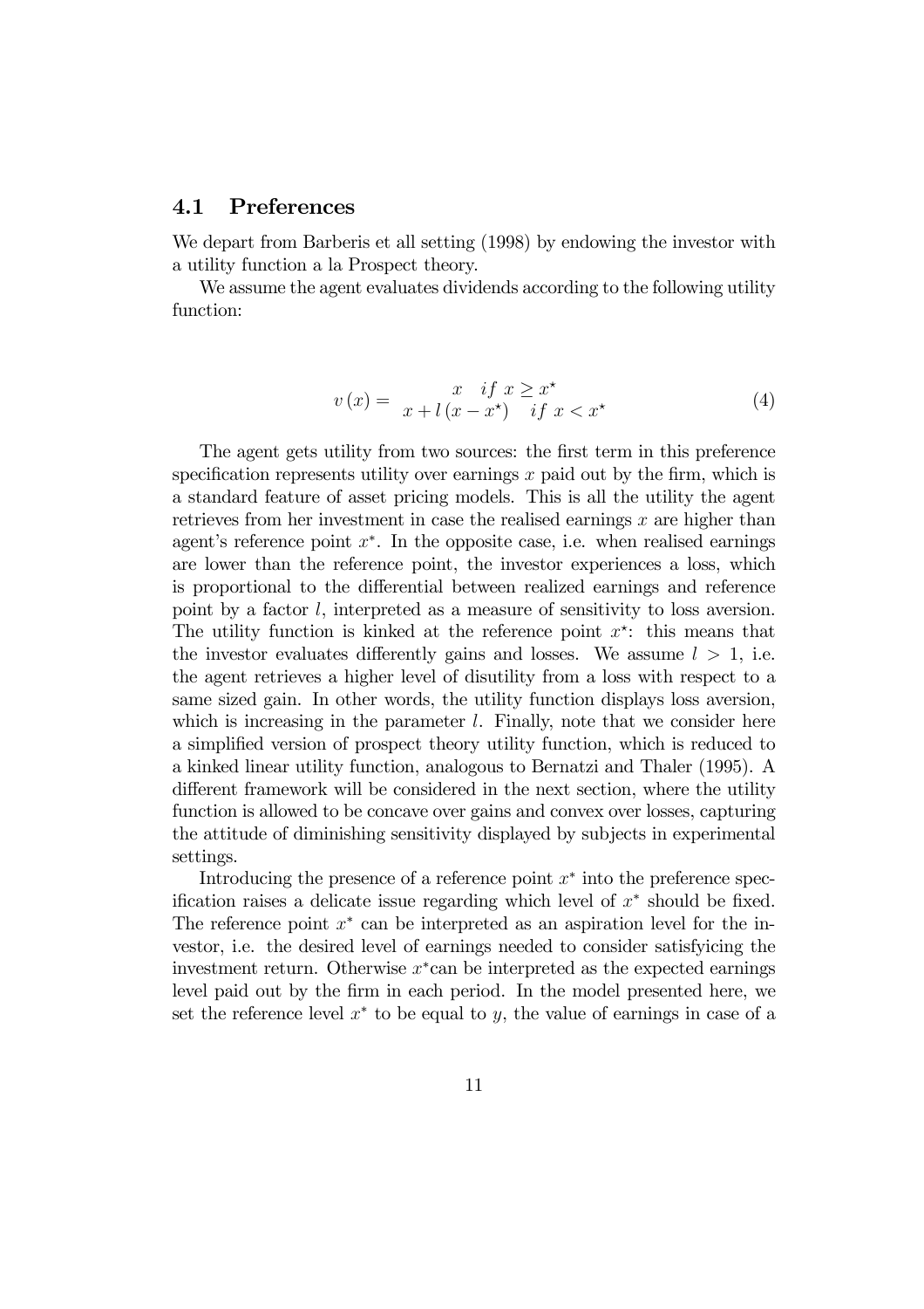## 4.1 Preferences

We depart from Barberis et all setting (1998) by endowing the investor with a utility function a la Prospect theory.

We assume the agent evaluates dividends according to the following utility function:

$$v(x) = \begin{array}{c} x \quad if\ x \geq x^{\star} \\ x + l(x - x^{\star}) \quad if\ x < x^{\star} \end{array} \tag{4}$$

The agent gets utility from two sources: the first term in this preference specification represents utility over earnings $x$ paid out by the firm, which is a standard feature of asset pricing models. This is all the utility the agent retrieves from her investment in case the realised earnings $x$ are higher than agent's reference point $x^{*}$. In the opposite case, i.e. when realised earnings are lower than the reference point, the investor experiences a loss, which is proportional to the differential between realized earnings and reference point by a factor $l$, interpreted as a measure of sensitivity to loss aversion. The utility function is kinked at the reference point $x^{\star}$: this means that the investor evaluates differently gains and losses. We assume $l > 1$, i.e. the agent retrieves a higher level of disutility from a loss with respect to a same sized gain. In other words, the utility function displays loss aversion, which is increasing in the parameter $l$. Finally, note that we consider here a simplified version of prospect theory utility function, which is reduced to a kinked linear utility function, analogous to Bernatzi and Thaler (1995). A different framework will be considered in the next section, where the utility function is allowed to be concave over gains and convex over losses, capturing the attitude of diminishing sensitivity displayed by subjects in experimental settings.

Introducing the presence of a reference point $x^{*}$ into the preference specification raises a delicate issue regarding which level of $x^{*}$ should be fixed. The reference point $x^{*}$ can be interpreted as an aspiration level for the investor, i.e. the desired level of earnings needed to consider satisfyicing the investment return. Otherwise $x^{*}$can be interpreted as the expected earnings level paid out by the firm in each period. In the model presented here, we set the reference level $x^{*}$ to be equal to $y$, the value of earnings in case of a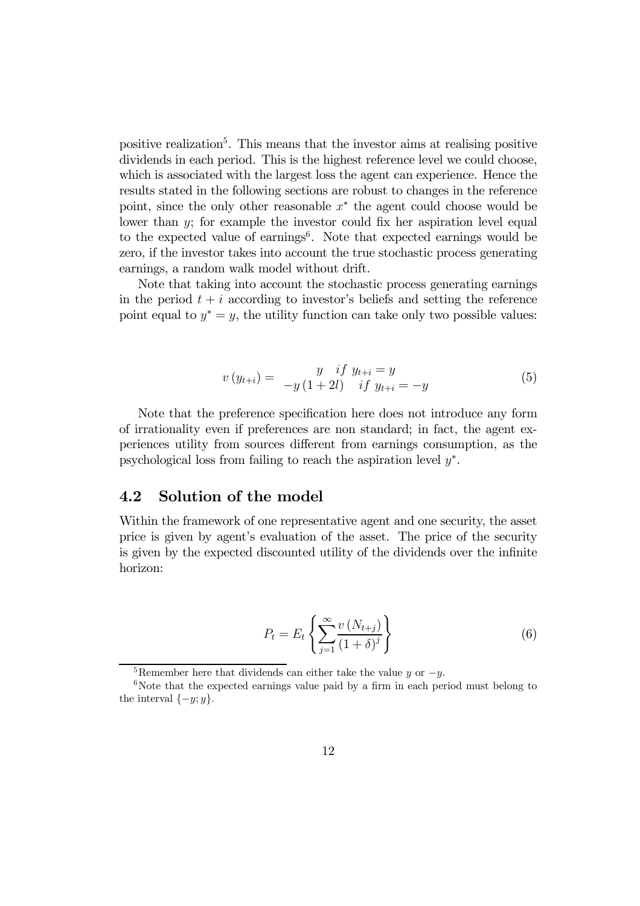positive realization[5]. This means that the investor aims at realising positive dividends in each period. This is the highest reference level we could choose, which is associated with the largest loss the agent can experience. Hence the results stated in the following sections are robust to changes in the reference point, since the only other reasonable $x^*$ the agent could choose would be lower than $y$; for example the investor could fix her aspiration level equal to the expected value of earnings[6]. Note that expected earnings would be zero, if the investor takes into account the true stochastic process generating earnings, a random walk model without drift.

Note that taking into account the stochastic process generating earnings in the period $t+i$ according to investor's beliefs and setting the reference point equal to $y^* = y$, the utility function can take only two possible values:

$$v(y_{t+i}) = \begin{array}{cc} y & if \ y_{t+i} = y \\ -y(1+2l) & if \ y_{t+i} = -y \end{array} \tag{5}$$

Note that the preference specification here does not introduce any form of irrationality even if preferences are non standard; in fact, the agent experiences utility from sources different from earnings consumption, as the psychological loss from failing to reach the aspiration level $y^*$.

## 4.2 Solution of the model

Within the framework of one representative agent and one security, the asset price is given by agent's evaluation of the asset. The price of the security is given by the expected discounted utility of the dividends over the infinite horizon:

$$P_t = E_t \left\{ \sum_{j=1}^{\infty} \frac{v(N_{t+j})}{(1+\delta)^j} \right\} \tag{6}$$

[5] Remember here that dividends can either take the value $y$ or $-y$.

[6] Note that the expected earnings value paid by a firm in each period must belong to the interval $\{-y; y\}$.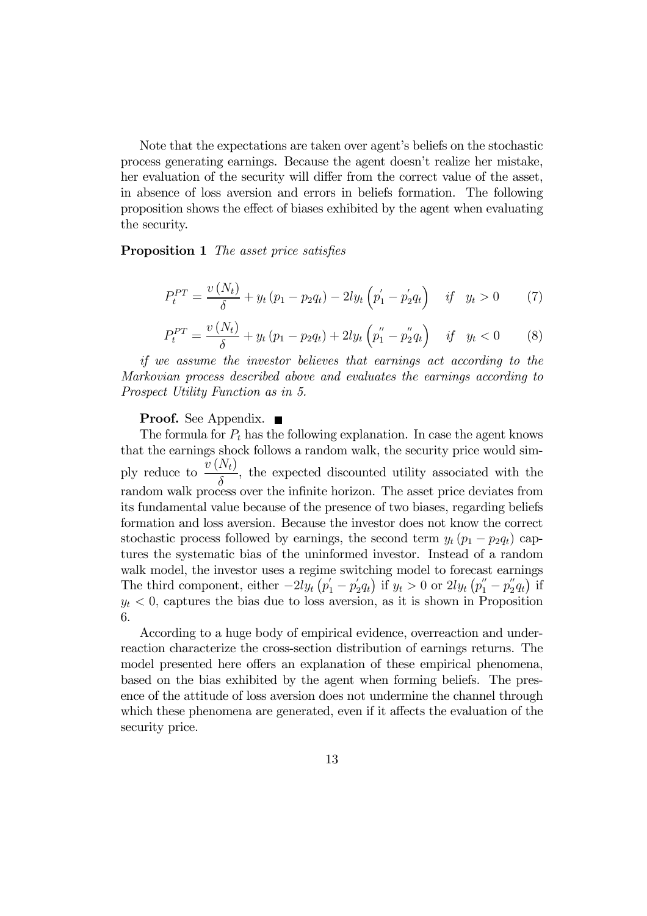Note that the expectations are taken over agent's beliefs on the stochastic process generating earnings. Because the agent doesn't realize her mistake, her evaluation of the security will differ from the correct value of the asset, in absence of loss aversion and errors in beliefs formation. The following proposition shows the effect of biases exhibited by the agent when evaluating the security.

**Proposition 1** *The asset price satisfies*

$$P_t^{PT} = \frac{v(N_t)}{\delta} + y_t(p_1 - p_2 q_t) - 2l y_t \left(p_1^{'} - p_2^{'} q_t\right) \quad \text{if} \quad y_t > 0 \tag{7}$$

$$P_t^{PT} = \frac{v(N_t)}{\delta} + y_t(p_1 - p_2 q_t) + 2l y_t \left(p_1^{''} - p_2^{''} q_t\right) \quad \text{if} \quad y_t < 0 \tag{8}$$

*if we assume the investor believes that earnings act according to the Markovian process described above and evaluates the earnings according to Prospect Utility Function as in 5.*

**Proof.** See Appendix. ■

The formula for $P_t$ has the following explanation. In case the agent knows that the earnings shock follows a random walk, the security price would simply reduce to $\frac{v(N_t)}{\delta}$, the expected discounted utility associated with the random walk process over the infinite horizon. The asset price deviates from its fundamental value because of the presence of two biases, regarding beliefs formation and loss aversion. Because the investor does not know the correct stochastic process followed by earnings, the second term $y_t(p_1 - p_2 q_t)$ captures the systematic bias of the uninformed investor. Instead of a random walk model, the investor uses a regime switching model to forecast earnings The third component, either $-2l y_t \left(p_1^{'} - p_2^{'} q_t\right)$ if $y_t > 0$ or $2l y_t \left(p_1^{''} - p_2^{''} q_t\right)$ if $y_t < 0$, captures the bias due to loss aversion, as it is shown in Proposition 6.

According to a huge body of empirical evidence, overreaction and underreaction characterize the cross-section distribution of earnings returns. The model presented here offers an explanation of these empirical phenomena, based on the bias exhibited by the agent when forming beliefs. The presence of the attitude of loss aversion does not undermine the channel through which these phenomena are generated, even if it affects the evaluation of the security price.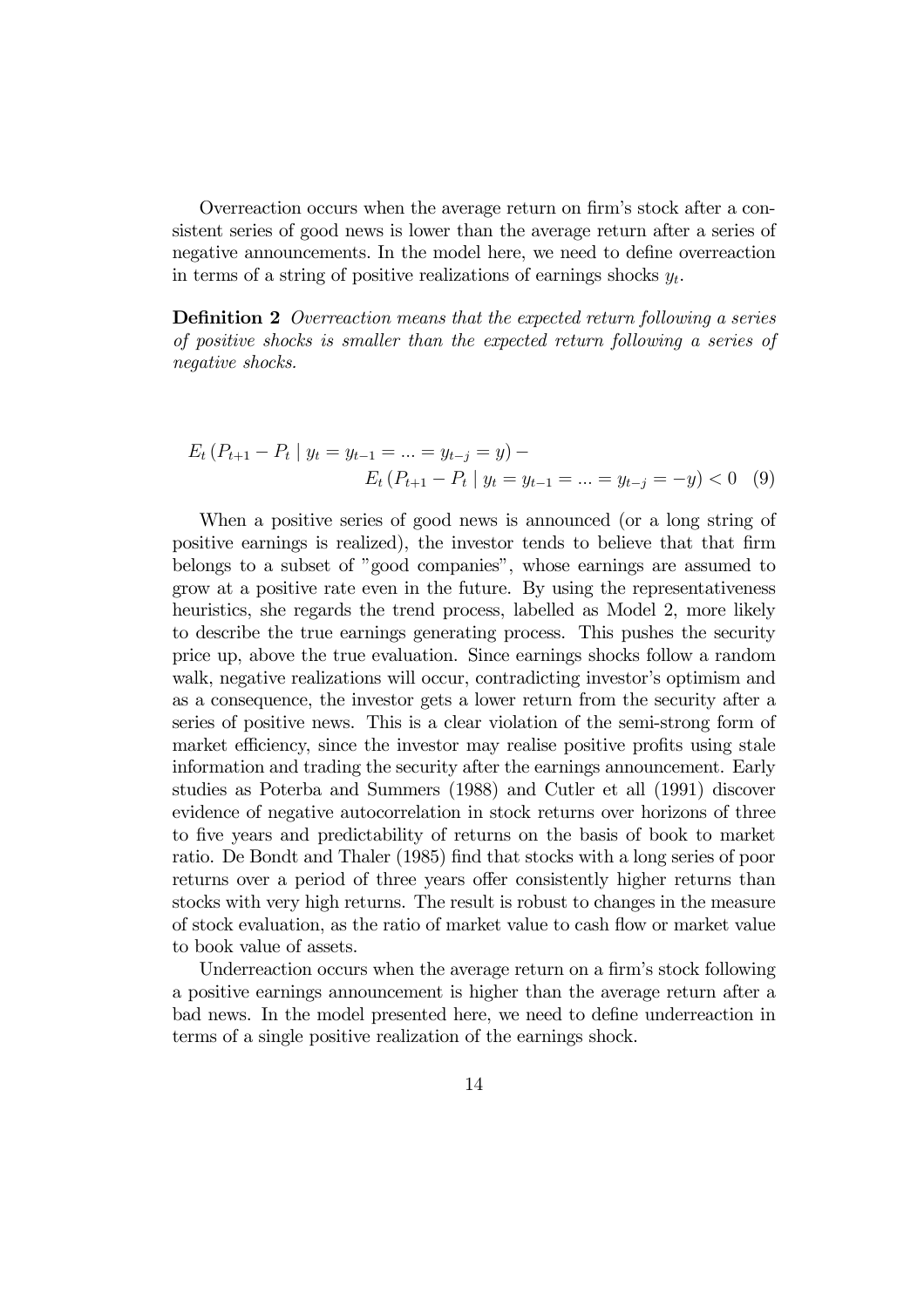Overreaction occurs when the average return on firm's stock after a consistent series of good news is lower than the average return after a series of negative announcements. In the model here, we need to define overreaction in terms of a string of positive realizations of earnings shocks $y_t$.

**Definition 2** *Overreaction means that the expected return following a series of positive shocks is smaller than the expected return following a series of negative shocks.*

$$E_t \left( P_{t+1} - P_t \mid y_t = y_{t-1} = ... = y_{t-j} = y \right) - E_t \left( P_{t+1} - P_t \mid y_t = y_{t-1} = ... = y_{t-j} = -y \right) < 0 \quad (9)$$

When a positive series of good news is announced (or a long string of positive earnings is realized), the investor tends to believe that that firm belongs to a subset of "good companies", whose earnings are assumed to grow at a positive rate even in the future. By using the representativeness heuristics, she regards the trend process, labelled as Model 2, more likely to describe the true earnings generating process. This pushes the security price up, above the true evaluation. Since earnings shocks follow a random walk, negative realizations will occur, contradicting investor's optimism and as a consequence, the investor gets a lower return from the security after a series of positive news. This is a clear violation of the semi-strong form of market efficiency, since the investor may realise positive profits using stale information and trading the security after the earnings announcement. Early studies as Poterba and Summers (1988) and Cutler et all (1991) discover evidence of negative autocorrelation in stock returns over horizons of three to five years and predictability of returns on the basis of book to market ratio. De Bondt and Thaler (1985) find that stocks with a long series of poor returns over a period of three years offer consistently higher returns than stocks with very high returns. The result is robust to changes in the measure of stock evaluation, as the ratio of market value to cash flow or market value to book value of assets.

Underreaction occurs when the average return on a firm's stock following a positive earnings announcement is higher than the average return after a bad news. In the model presented here, we need to define underreaction in terms of a single positive realization of the earnings shock.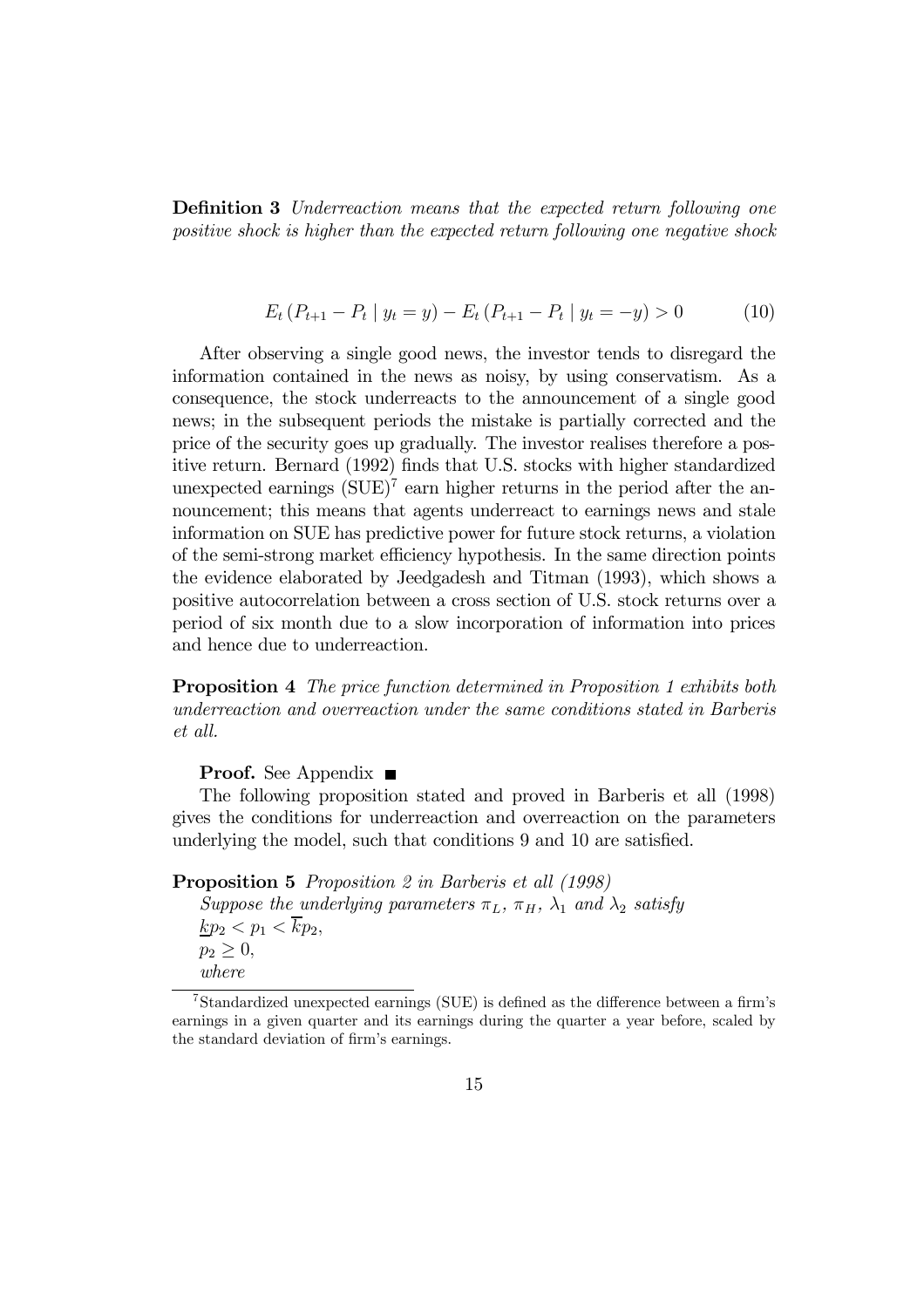**Definition 3** *Underreaction means that the expected return following one positive shock is higher than the expected return following one negative shock*

$$E_t\left(P_{t+1} - P_t \mid y_t = y\right) - E_t\left(P_{t+1} - P_t \mid y_t = -y\right) > 0 \tag{10}$$

After observing a single good news, the investor tends to disregard the information contained in the news as noisy, by using conservatism. As a consequence, the stock underreacts to the announcement of a single good news; in the subsequent periods the mistake is partially corrected and the price of the security goes up gradually. The investor realises therefore a positive return. Bernard (1992) finds that U.S. stocks with higher standardized unexpected earnings (SUE)[7] earn higher returns in the period after the announcement; this means that agents underreact to earnings news and stale information on SUE has predictive power for future stock returns, a violation of the semi-strong market efficiency hypothesis. In the same direction points the evidence elaborated by Jeedgadesh and Titman (1993), which shows a positive autocorrelation between a cross section of U.S. stock returns over a period of six month due to a slow incorporation of information into prices and hence due to underreaction.

**Proposition 4** *The price function determined in Proposition 1 exhibits both underreaction and overreaction under the same conditions stated in Barberis et all.*

**Proof.** See Appendix ■

The following proposition stated and proved in Barberis et all (1998) gives the conditions for underreaction and overreaction on the parameters underlying the model, such that conditions 9 and 10 are satisfied.

**Proposition 5** *Proposition 2 in Barberis et all (1998)*

*Suppose the underlying parameters $\pi_L$, $\pi_H$, $\lambda_1$ and $\lambda_2$ satisfy*

$\underline{k}p_2 < p_1 < \overline{k}p_2$,

$p_2 \geq 0$,

*where*

[7] Standardized unexpected earnings (SUE) is defined as the difference between a firm's earnings in a given quarter and its earnings during the quarter a year before, scaled by the standard deviation of firm's earnings.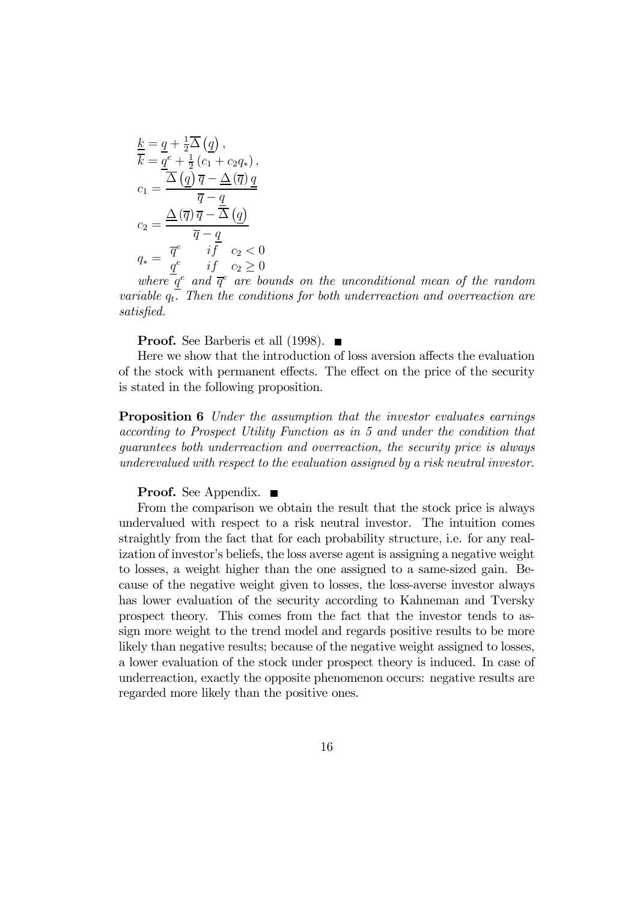$$\underline{k} = \underline{q} + \frac{1}{2}\overline{\Delta}\left(\underline{q}\right),$$
$$\overline{k} = \underline{q}^e + \frac{1}{2}\left(c_1 + c_2 q_*\right),$$
$$c_1 = \frac{\overline{\Delta}\left(\underline{q}\right)\overline{q} - \underline{\Delta}\left(\overline{q}\right)\underline{q}}{\overline{q} - \underline{q}}$$
$$c_2 = \frac{\underline{\Delta}\left(\overline{q}\right)\overline{q} - \overline{\Delta}\left(\underline{q}\right)}{\overline{q} - \underline{q}}$$
$$q_* = \begin{array}{lll} \overline{q}^e & if & c_2 < 0 \\ \underline{q}^e & if & c_2 \geq 0 \end{array}$$

*where $\underline{q}^e$ and $\overline{q}^e$ are bounds on the unconditional mean of the random variable $q_t$. Then the conditions for both underreaction and overreaction are satisfied.*

**Proof.** See Barberis et all (1998). ■

Here we show that the introduction of loss aversion affects the evaluation of the stock with permanent effects. The effect on the price of the security is stated in the following proposition.

**Proposition 6** *Under the assumption that the investor evaluates earnings according to Prospect Utility Function as in 5 and under the condition that guarantees both underreaction and overreaction, the security price is always underevalued with respect to the evaluation assigned by a risk neutral investor.*

**Proof.** See Appendix. ■

From the comparison we obtain the result that the stock price is always undervalued with respect to a risk neutral investor. The intuition comes straightly from the fact that for each probability structure, i.e. for any realization of investor's beliefs, the loss averse agent is assigning a negative weight to losses, a weight higher than the one assigned to a same-sized gain. Because of the negative weight given to losses, the loss-averse investor always has lower evaluation of the security according to Kahneman and Tversky prospect theory. This comes from the fact that the investor tends to assign more weight to the trend model and regards positive results to be more likely than negative results; because of the negative weight assigned to losses, a lower evaluation of the stock under prospect theory is induced. In case of underreaction, exactly the opposite phenomenon occurs: negative results are regarded more likely than the positive ones.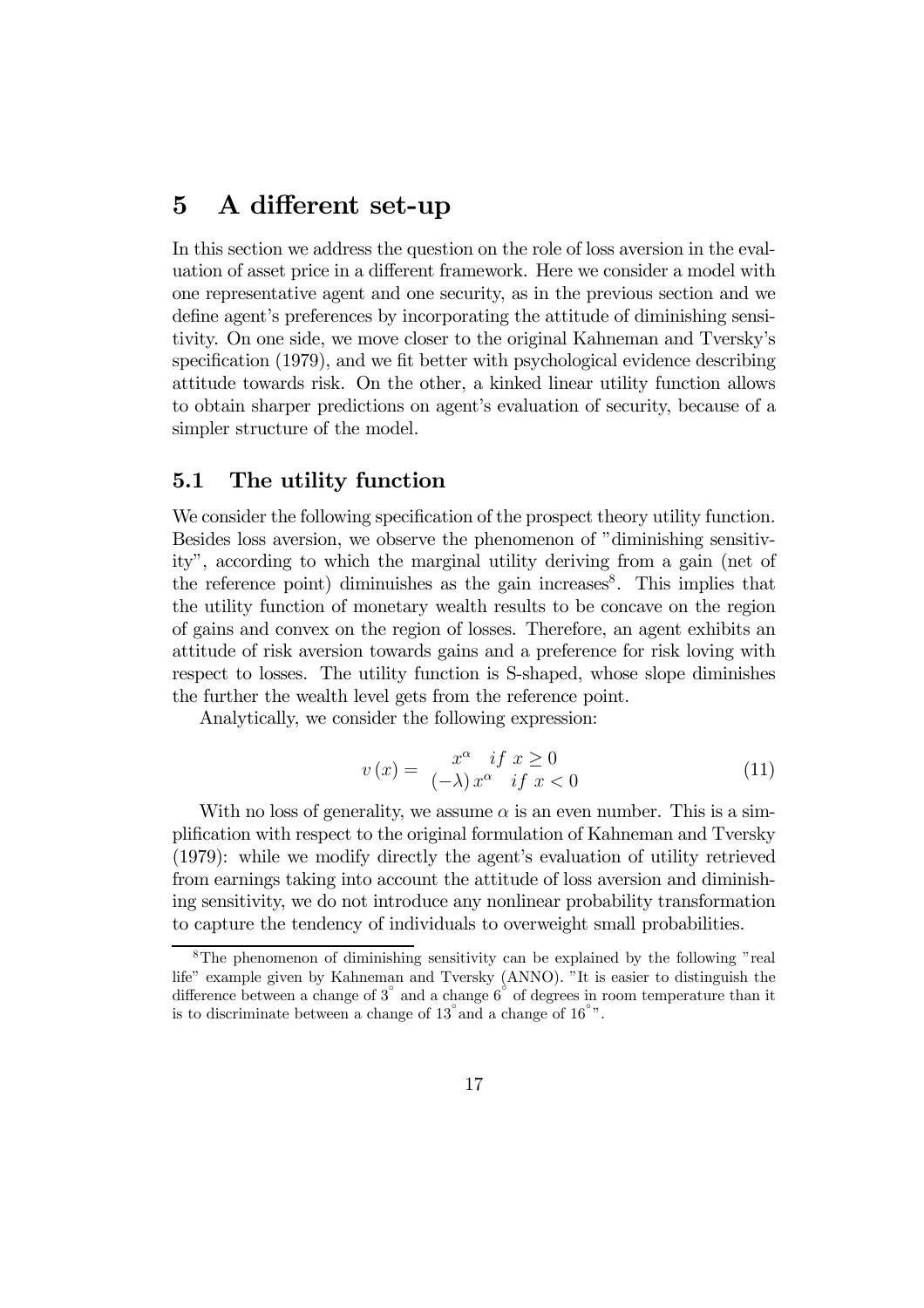## 5 A different set-up

In this section we address the question on the role of loss aversion in the evaluation of asset price in a different framework. Here we consider a model with one representative agent and one security, as in the previous section and we define agent's preferences by incorporating the attitude of diminishing sensitivity. On one side, we move closer to the original Kahneman and Tversky's specification (1979), and we fit better with psychological evidence describing attitude towards risk. On the other, a kinked linear utility function allows to obtain sharper predictions on agent's evaluation of security, because of a simpler structure of the model.

### 5.1 The utility function

We consider the following specification of the prospect theory utility function. Besides loss aversion, we observe the phenomenon of "diminishing sensitivity", according to which the marginal utility deriving from a gain (net of the reference point) diminuishes as the gain increases[8]. This implies that the utility function of monetary wealth results to be concave on the region of gains and convex on the region of losses. Therefore, an agent exhibits an attitude of risk aversion towards gains and a preference for risk loving with respect to losses. The utility function is S-shaped, whose slope diminishes the further the wealth level gets from the reference point.

Analytically, we consider the following expression:

$$v(x) = \begin{array}{cc} x^{\alpha} & if\ x \geq 0 \\ (-\lambda)\, x^{\alpha} & if\ x < 0 \end{array} \tag{11}$$

With no loss of generality, we assume $\alpha$ is an even number. This is a simplification with respect to the original formulation of Kahneman and Tversky (1979): while we modify directly the agent's evaluation of utility retrieved from earnings taking into account the attitude of loss aversion and diminishing sensitivity, we do not introduce any nonlinear probability transformation to capture the tendency of individuals to overweight small probabilities.

[8] The phenomenon of diminishing sensitivity can be explained by the following "real life" example given by Kahneman and Tversky (ANNO). "It is easier to distinguish the difference between a change of 3° and a change 6° of degrees in room temperature than it is to discriminate between a change of 13° and a change of 16°".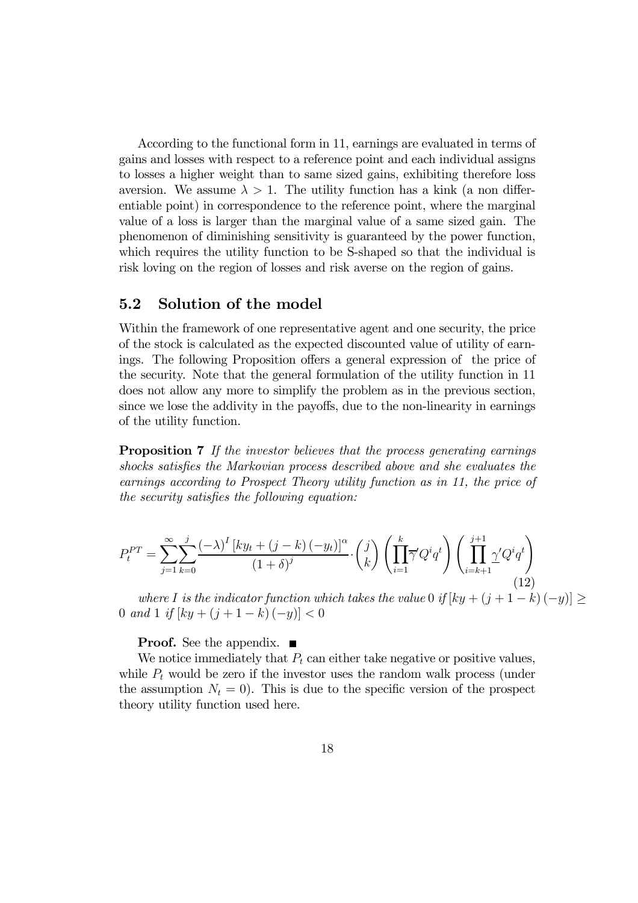According to the functional form in 11, earnings are evaluated in terms of gains and losses with respect to a reference point and each individual assigns to losses a higher weight than to same sized gains, exhibiting therefore loss aversion. We assume $\lambda > 1$. The utility function has a kink (a non differentiable point) in correspondence to the reference point, where the marginal value of a loss is larger than the marginal value of a same sized gain. The phenomenon of diminishing sensitivity is guaranteed by the power function, which requires the utility function to be S-shaped so that the individual is risk loving on the region of losses and risk averse on the region of gains.

## 5.2 Solution of the model

Within the framework of one representative agent and one security, the price of the stock is calculated as the expected discounted value of utility of earnings. The following Proposition offers a general expression of the price of the security. Note that the general formulation of the utility function in 11 does not allow any more to simplify the problem as in the previous section, since we lose the addivity in the payoffs, due to the non-linearity in earnings of the utility function.

**Proposition 7** *If the investor believes that the process generating earnings shocks satisfies the Markovian process described above and she evaluates the earnings according to Prospect Theory utility function as in 11, the price of the security satisfies the following equation:*

$$P_t^{PT} = \sum_{j=1}^{\infty}\sum_{k=0}^{j} \frac{(-\lambda)^I \left[ky_t + (j-k)(-y_t)\right]^{\alpha}}{(1+\delta)^j} \cdot \binom{j}{k} \left(\prod_{i=1}^{k} \overline{\gamma}' Q^i q^t\right) \left(\prod_{i=k+1}^{j+1} \underline{\gamma}' Q^i q^t\right) \tag{12}$$

*where $I$ is the indicator function which takes the value 0 if $[ky + (j+1-k)(-y)] \geq 0$ and 1 if $[ky + (j+1-k)(-y)] < 0$*

**Proof.** See the appendix. ■

We notice immediately that $P_t$ can either take negative or positive values, while $P_t$ would be zero if the investor uses the random walk process (under the assumption $N_t = 0$). This is due to the specific version of the prospect theory utility function used here.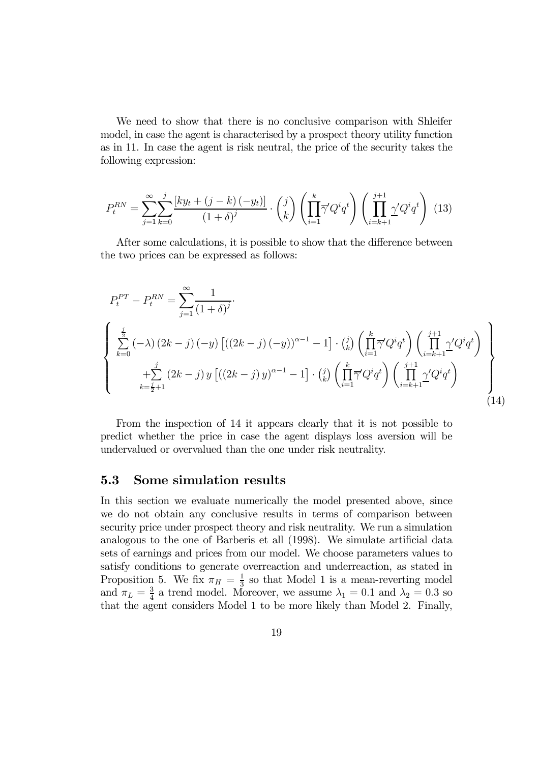We need to show that there is no conclusive comparison with Shleifer model, in case the agent is characterised by a prospect theory utility function as in 11. In case the agent is risk neutral, the price of the security takes the following expression:

$$P_t^{RN} = \sum_{j=1}^{\infty} \sum_{k=0}^{j} \frac{[ky_t + (j-k)(-y_t)]}{(1+\delta)^j} \cdot \binom{j}{k} \left( \prod_{i=1}^{k} \overline{\gamma}' Q^i q^t \right) \left( \prod_{i=k+1}^{j+1} \underline{\gamma}' Q^i q^t \right) \quad (13)$$

After some calculations, it is possible to show that the difference between the two prices can be expressed as follows:

$$P_t^{PT} - P_t^{RN} = \sum_{j=1}^{\infty} \frac{1}{(1+\delta)^j} \cdot$$

$$\left\{ \begin{array}{c} \sum_{k=0}^{\frac{j}{2}} (-\lambda)(2k-j)(-y)\left[((2k-j)(-y))^{\alpha-1} - 1\right] \cdot \binom{j}{k} \left( \prod_{i=1}^{k} \overline{\gamma}' Q^i q^t \right) \left( \prod_{i=k+1}^{j+1} \underline{\gamma}' Q^i q^t \right) \\ + \sum_{k=\frac{j}{2}+1}^{j} (2k-j)\, y \left[((2k-j)\, y)^{\alpha-1} - 1\right] \cdot \binom{j}{k} \left( \prod_{i=1}^{k} \overline{\gamma}' Q^i q^t \right) \left( \prod_{i=k+1}^{j+1} \underline{\gamma}' Q^i q^t \right) \end{array} \right\} \quad (14)$$

From the inspection of 14 it appears clearly that it is not possible to predict whether the price in case the agent displays loss aversion will be undervalued or overvalued than the one under risk neutrality.

### 5.3 Some simulation results

In this section we evaluate numerically the model presented above, since we do not obtain any conclusive results in terms of comparison between security price under prospect theory and risk neutrality. We run a simulation analogous to the one of Barberis et all (1998). We simulate artificial data sets of earnings and prices from our model. We choose parameters values to satisfy conditions to generate overreaction and underreaction, as stated in Proposition 5. We fix $\pi_H = \frac{1}{3}$ so that Model 1 is a mean-reverting model and $\pi_L = \frac{3}{4}$ a trend model. Moreover, we assume $\lambda_1 = 0.1$ and $\lambda_2 = 0.3$ so that the agent considers Model 1 to be more likely than Model 2. Finally,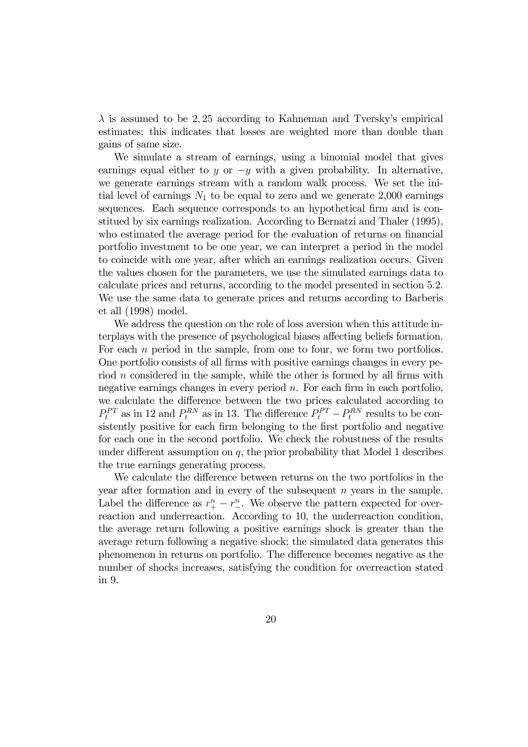$\lambda$ is assumed to be 2,25 according to Kahneman and Tversky's empirical estimates; this indicates that losses are weighted more than double than gains of same size.

We simulate a stream of earnings, using a binomial model that gives earnings equal either to $y$ or $-y$ with a given probability. In alternative, we generate earnings stream with a random walk process. We set the initial level of earnings $N_1$ to be equal to zero and we generate 2,000 earnings sequences. Each sequence corresponds to an hypothetical firm and is constitued by six earnings realization. According to Bernatzi and Thaler (1995), who estimated the average period for the evaluation of returns on financial portfolio investment to be one year, we can interpret a period in the model to coincide with one year, after which an earnings realization occurs. Given the values chosen for the parameters, we use the simulated earnings data to calculate prices and returns, according to the model presented in section 5.2. We use the same data to generate prices and returns according to Barberis et all (1998) model.

We address the question on the role of loss aversion when this attitude interplays with the presence of psychological biases affecting beliefs formation. For each $n$ period in the sample, from one to four, we form two portfolios. One portfolio consists of all firms with positive earnings changes in every period $n$ considered in the sample, while the other is formed by all firms with negative earnings changes in every period $n$. For each firm in each portfolio, we calculate the difference between the two prices calculated according to $P_t^{PT}$ as in 12 and $P_t^{RN}$ as in 13. The difference $P_t^{PT} - P_t^{RN}$ results to be consistently positive for each firm belonging to the first portfolio and negative for each one in the second portfolio. We check the robustness of the results under different assumption on $q$, the prior probability that Model 1 describes the true earnings generating process.

We calculate the difference between returns on the two portfolios in the year after formation and in every of the subsequent $n$ years in the sample. Label the difference as $r_+^n - r_-^n$. We observe the pattern expected for overreaction and underreaction. According to 10, the underreaction condition, the average return following a positive earnings shock is greater than the average return following a negative shock; the simulated data generates this phenomenon in returns on portfolio. The difference becomes negative as the number of shocks increases, satisfying the condition for overreaction stated in 9.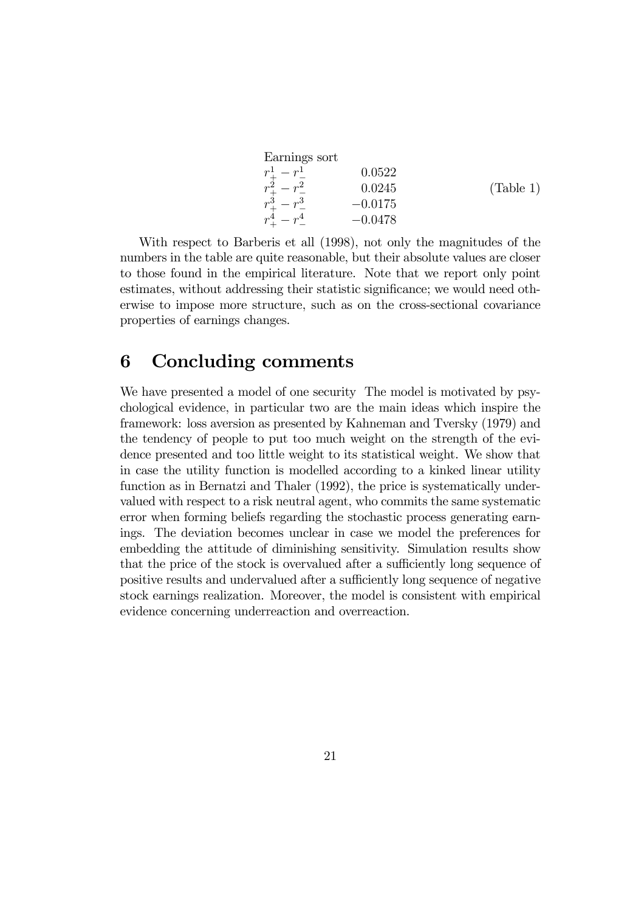| Earnings sort | |
|---|---|
| $r_+^1 - r_-^1$ | 0.0522 |
| $r_+^2 - r_-^2$ | 0.0245 |
| $r_+^3 - r_-^3$ | $-0.0175$ |
| $r_+^4 - r_-^4$ | $-0.0478$ |

(Table 1)

With respect to Barberis et all (1998), not only the magnitudes of the numbers in the table are quite reasonable, but their absolute values are closer to those found in the empirical literature. Note that we report only point estimates, without addressing their statistic significance; we would need otherwise to impose more structure, such as on the cross-sectional covariance properties of earnings changes.

# 6 Concluding comments

We have presented a model of one security The model is motivated by psychological evidence, in particular two are the main ideas which inspire the framework: loss aversion as presented by Kahneman and Tversky (1979) and the tendency of people to put too much weight on the strength of the evidence presented and too little weight to its statistical weight. We show that in case the utility function is modelled according to a kinked linear utility function as in Bernatzi and Thaler (1992), the price is systematically undervalued with respect to a risk neutral agent, who commits the same systematic error when forming beliefs regarding the stochastic process generating earnings. The deviation becomes unclear in case we model the preferences for embedding the attitude of diminishing sensitivity. Simulation results show that the price of the stock is overvalued after a sufficiently long sequence of positive results and undervalued after a sufficiently long sequence of negative stock earnings realization. Moreover, the model is consistent with empirical evidence concerning underreaction and overreaction.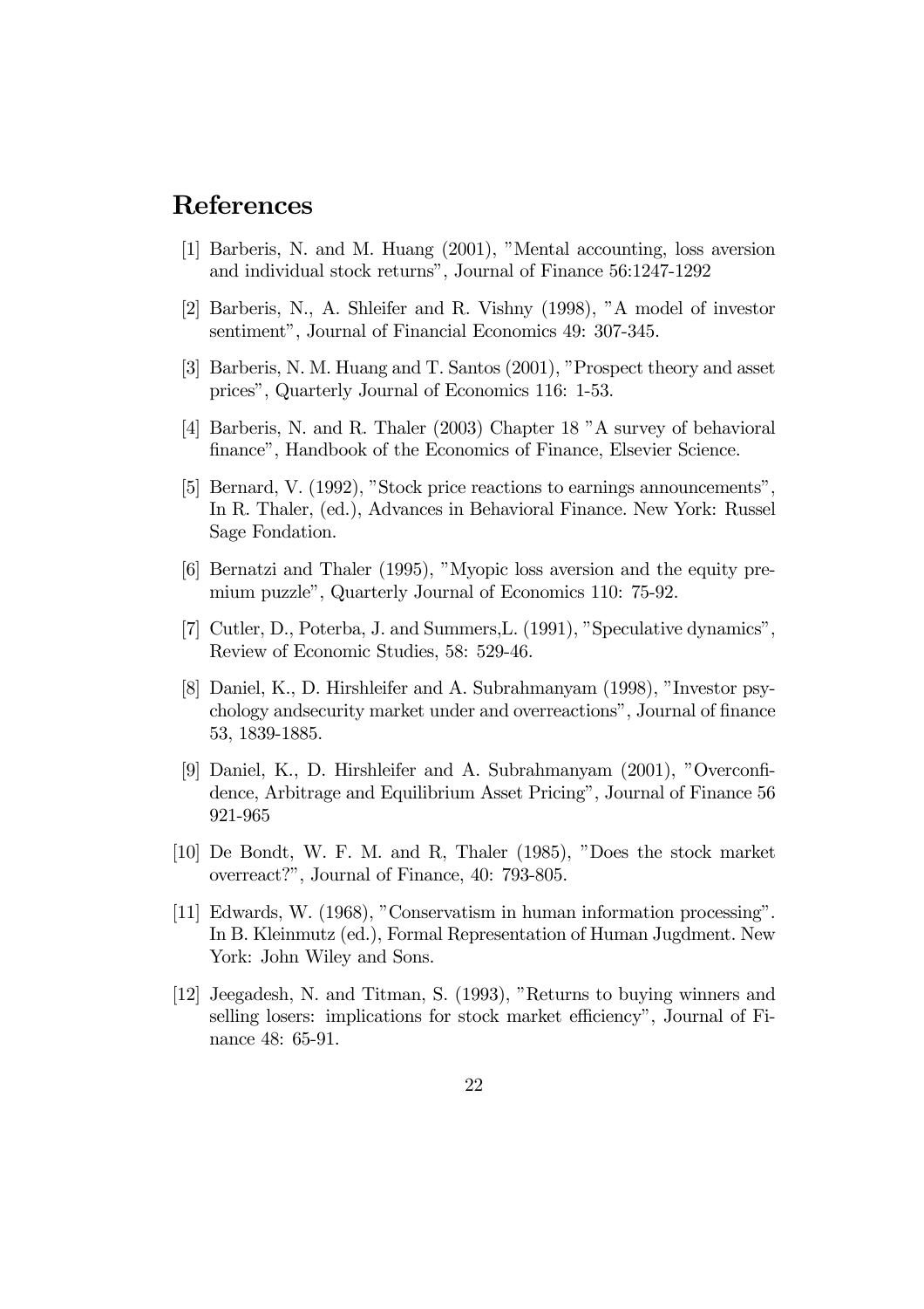# References

[1] Barberis, N. and M. Huang (2001), "Mental accounting, loss aversion and individual stock returns", Journal of Finance 56:1247-1292

[2] Barberis, N., A. Shleifer and R. Vishny (1998), "A model of investor sentiment", Journal of Financial Economics 49: 307-345.

[3] Barberis, N. M. Huang and T. Santos (2001), "Prospect theory and asset prices", Quarterly Journal of Economics 116: 1-53.

[4] Barberis, N. and R. Thaler (2003) Chapter 18 "A survey of behavioral finance", Handbook of the Economics of Finance, Elsevier Science.

[5] Bernard, V. (1992), "Stock price reactions to earnings announcements", In R. Thaler, (ed.), Advances in Behavioral Finance. New York: Russel Sage Fondation.

[6] Bernatzi and Thaler (1995), "Myopic loss aversion and the equity premium puzzle", Quarterly Journal of Economics 110: 75-92.

[7] Cutler, D., Poterba, J. and Summers,L. (1991), "Speculative dynamics", Review of Economic Studies, 58: 529-46.

[8] Daniel, K., D. Hirshleifer and A. Subrahmanyam (1998), "Investor psychology andsecurity market under and overreactions", Journal of finance 53, 1839-1885.

[9] Daniel, K., D. Hirshleifer and A. Subrahmanyam (2001), "Overconfidence, Arbitrage and Equilibrium Asset Pricing", Journal of Finance 56 921-965

[10] De Bondt, W. F. M. and R, Thaler (1985), "Does the stock market overreact?", Journal of Finance, 40: 793-805.

[11] Edwards, W. (1968), "Conservatism in human information processing". In B. Kleinmutz (ed.), Formal Representation of Human Jugdment. New York: John Wiley and Sons.

[12] Jeegadesh, N. and Titman, S. (1993), "Returns to buying winners and selling losers: implications for stock market efficiency", Journal of Finance 48: 65-91.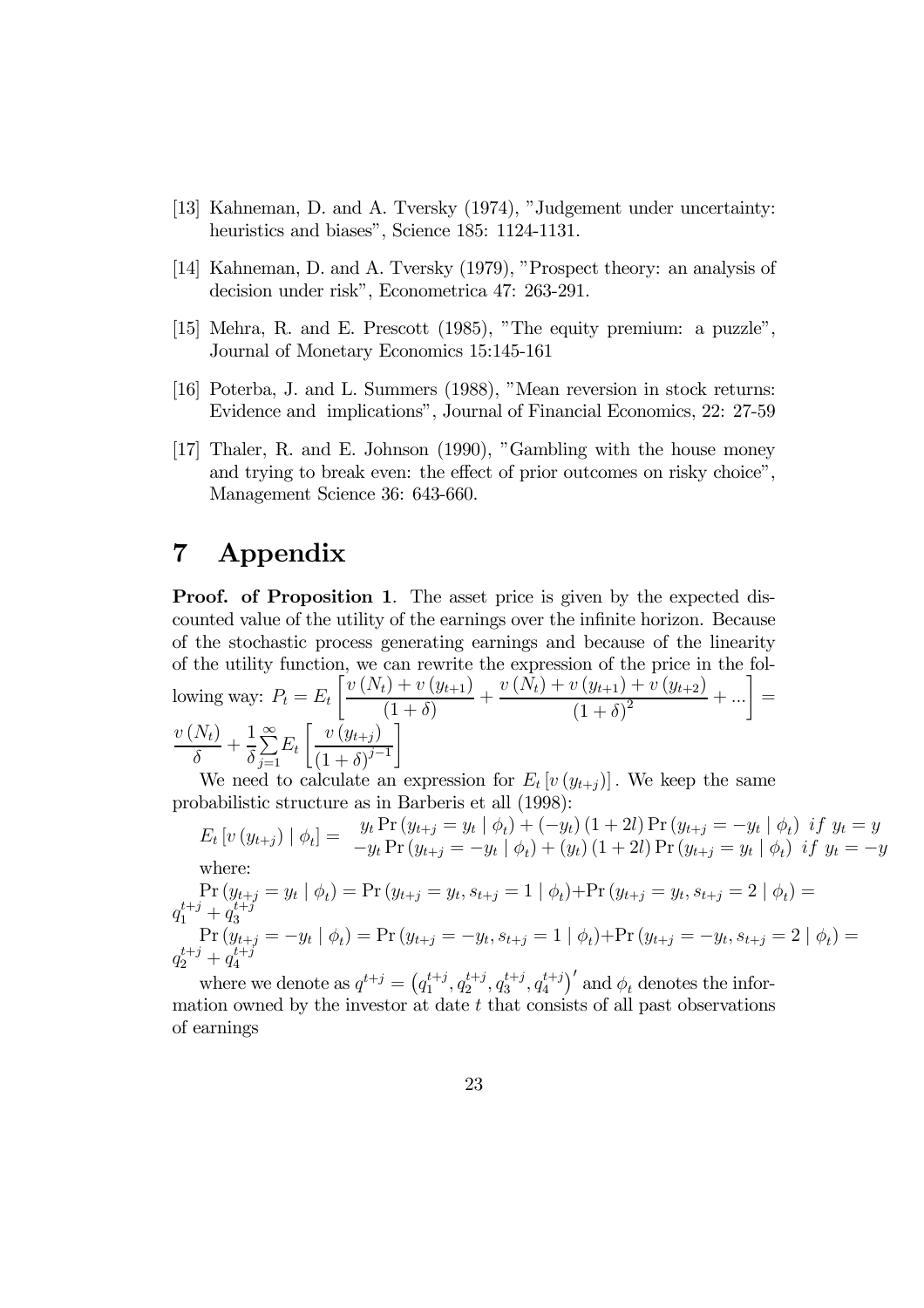[13] Kahneman, D. and A. Tversky (1974), "Judgement under uncertainty: heuristics and biases", Science 185: 1124-1131.

[14] Kahneman, D. and A. Tversky (1979), "Prospect theory: an analysis of decision under risk", Econometrica 47: 263-291.

[15] Mehra, R. and E. Prescott (1985), "The equity premium: a puzzle", Journal of Monetary Economics 15:145-161

[16] Poterba, J. and L. Summers (1988), "Mean reversion in stock returns: Evidence and implications", Journal of Financial Economics, 22: 27-59

[17] Thaler, R. and E. Johnson (1990), "Gambling with the house money and trying to break even: the effect of prior outcomes on risky choice", Management Science 36: 643-660.

# 7 Appendix

**Proof. of Proposition 1**. The asset price is given by the expected discounted value of the utility of the earnings over the infinite horizon. Because of the stochastic process generating earnings and because of the linearity of the utility function, we can rewrite the expression of the price in the following way: $P_t = E_t\left[\frac{v(N_t)+v(y_{t+1})}{(1+\delta)} + \frac{v(N_t)+v(y_{t+1})+v(y_{t+2})}{(1+\delta)^2}+...\right] = \frac{v(N_t)}{\delta} + \frac{1}{\delta}\sum_{j=1}^{\infty} E_t\left[\frac{v(y_{t+j})}{(1+\delta)^{j-1}}\right]$

We need to calculate an expression for $E_t[v(y_{t+j})]$. We keep the same probabilistic structure as in Barberis et all (1998):

$$E_t[v(y_{t+j}) \mid \phi_t] = \begin{array}{l} y_t \Pr(y_{t+j} = y_t \mid \phi_t) + (-y_t)(1+2l)\Pr(y_{t+j} = -y_t \mid \phi_t) \;\; if \;\; y_t = y \\ -y_t \Pr(y_{t+j} = -y_t \mid \phi_t) + (y_t)(1+2l)\Pr(y_{t+j} = y_t \mid \phi_t) \;\; if \;\; y_t = -y \end{array}$$

where:

$\Pr(y_{t+j} = y_t \mid \phi_t) = \Pr(y_{t+j} = y_t, s_{t+j} = 1 \mid \phi_t) + \Pr(y_{t+j} = y_t, s_{t+j} = 2 \mid \phi_t) = q_1^{t+j} + q_3^{t+j}$

$\Pr(y_{t+j} = -y_t \mid \phi_t) = \Pr(y_{t+j} = -y_t, s_{t+j} = 1 \mid \phi_t) + \Pr(y_{t+j} = -y_t, s_{t+j} = 2 \mid \phi_t) = q_2^{t+j} + q_4^{t+j}$

where we denote as $q^{t+j} = \left(q_1^{t+j}, q_2^{t+j}, q_3^{t+j}, q_4^{t+j}\right)'$ and $\phi_t$ denotes the information owned by the investor at date $t$ that consists of all past observations of earnings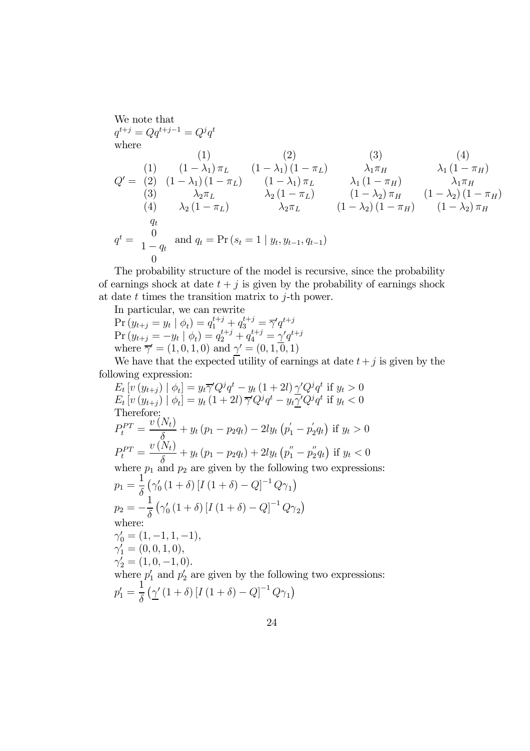We note that

$q^{t+j} = Qq^{t+j-1} = Q^j q^t$

where

$$Q' = \begin{array}{c|cccc} & (1) & (2) & (3) & (4) \\ (1) & (1-\lambda_1)\pi_L & (1-\lambda_1)(1-\pi_L) & \lambda_1\pi_H & \lambda_1(1-\pi_H) \\ (2) & (1-\lambda_1)(1-\pi_L) & (1-\lambda_1)\pi_L & \lambda_1(1-\pi_H) & \lambda_1\pi_H \\ (3) & \lambda_2\pi_L & \lambda_2(1-\pi_L) & (1-\lambda_2)\pi_H & (1-\lambda_2)(1-\pi_H) \\ (4) & \lambda_2(1-\pi_L) & \lambda_2\pi_L & (1-\lambda_2)(1-\pi_H) & (1-\lambda_2)\pi_H \end{array}$$

$$q^t = \begin{array}{c} q_t \\ 0 \\ 1-q_t \\ 0 \end{array} \text{ and } q_t = \Pr(s_t = 1 \mid y_t, y_{t-1}, q_{t-1})$$

The probability structure of the model is recursive, since the probability of earnings shock at date $t+j$ is given by the probability of earnings shock at date $t$ times the transition matrix to $j$-th power.

In particular, we can rewrite

$\Pr(y_{t+j} = y_t \mid \phi_t) = q_1^{t+j} + q_3^{t+j} = \overline{\gamma}' q^{t+j}$

$\Pr(y_{t+j} = -y_t \mid \phi_t) = q_2^{t+j} + q_4^{t+j} = \underline{\gamma}' q^{t+j}$

where $\overline{\gamma}' = (1,0,1,0)$ and $\underline{\gamma}' = (0,1,0,1)$

We have that the expected utility of earnings at date $t+j$ is given by the following expression:

$E_t[v(y_{t+j}) \mid \phi_t] = y_t \overline{\gamma}' Q^j q^t - y_t(1+2l)\underline{\gamma}' Q^j q^t$ if $y_t > 0$

$E_t[v(y_{t+j}) \mid \phi_t] = y_t(1+2l)\overline{\gamma}' Q^j q^t - y_t \underline{\gamma}' Q^j q^t$ if $y_t < 0$

Therefore:

$$P_t^{PT} = \frac{v(N_t)}{\delta} + y_t(p_1 - p_2 q_t) - 2l y_t\left(p_1^{'} - p_2^{'} q_t\right) \text{ if } y_t > 0$$

$$P_t^{PT} = \frac{v(N_t)}{\delta} + y_t(p_1 - p_2 q_t) + 2l y_t\left(p_1^{''} - p_2^{''} q_t\right) \text{ if } y_t < 0$$

where $p_1$ and $p_2$ are given by the following two expressions:

$$p_1 = \frac{1}{\delta}\left(\gamma_0'(1+\delta)\left[I(1+\delta) - Q\right]^{-1} Q\gamma_1\right)$$

$$p_2 = -\frac{1}{\delta}\left(\gamma_0'(1+\delta)\left[I(1+\delta) - Q\right]^{-1} Q\gamma_2\right)$$

where:

$\gamma_0' = (1,-1,1,-1)$,

$\gamma_1' = (0,0,1,0)$,

$\gamma_2' = (1,0,-1,0)$.

where $p_1'$ and $p_2'$ are given by the following two expressions:

$$p_1' = \frac{1}{\delta}\left(\underline{\gamma}'(1+\delta)\left[I(1+\delta) - Q\right]^{-1} Q\gamma_1\right)$$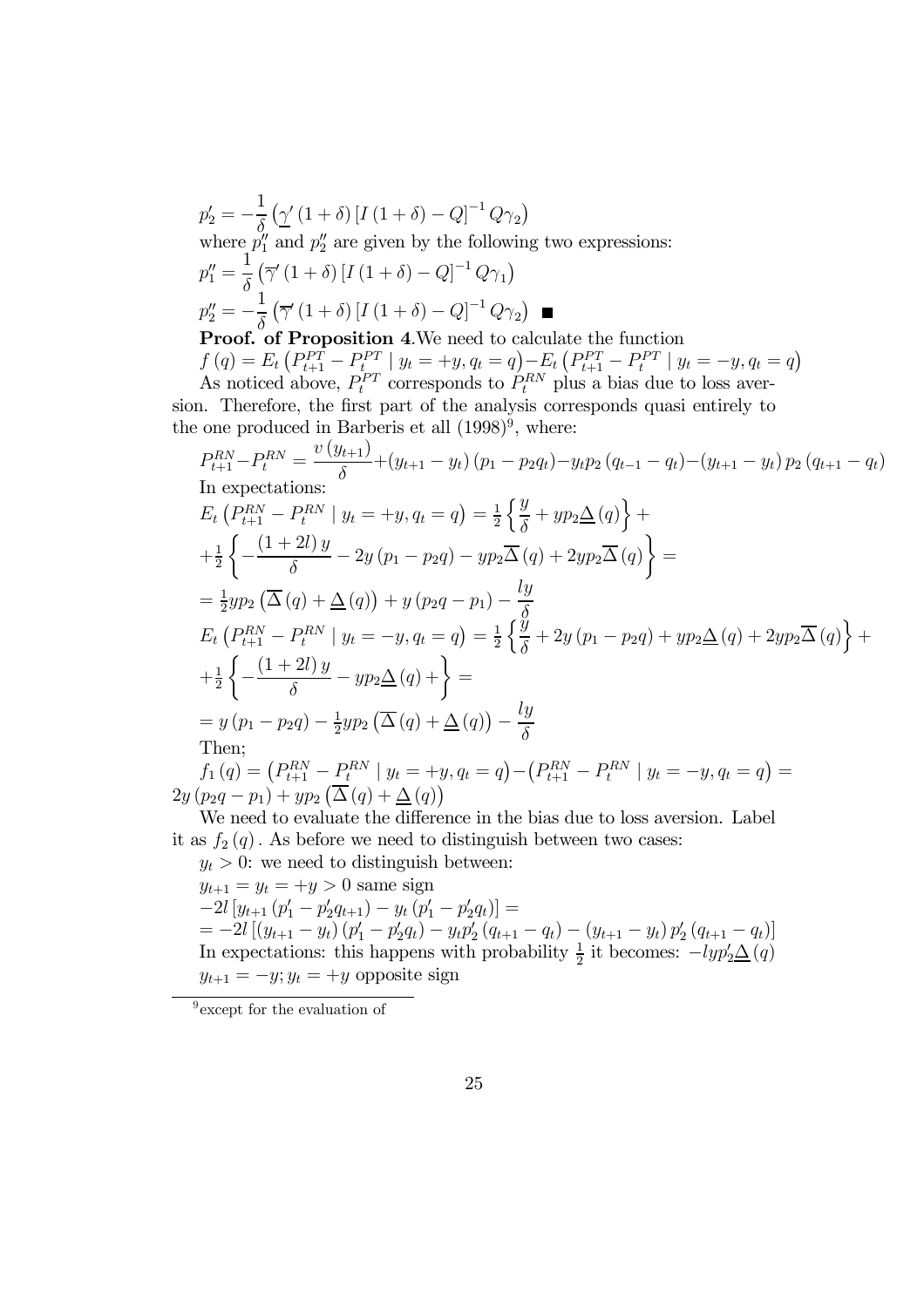$$p_2' = -\frac{1}{\delta}\left(\underline{\gamma}'\left(1+\delta\right)\left[I\left(1+\delta\right)-Q\right]^{-1}Q\gamma_2\right)$$

where $p_1''$ and $p_2''$ are given by the following two expressions:

$$p_1'' = \frac{1}{\delta}\left(\overline{\gamma}'\left(1+\delta\right)\left[I\left(1+\delta\right)-Q\right]^{-1}Q\gamma_1\right)$$

$$p_2'' = -\frac{1}{\delta}\left(\overline{\gamma}'\left(1+\delta\right)\left[I\left(1+\delta\right)-Q\right]^{-1}Q\gamma_2\right) \quad \blacksquare$$

**Proof. of Proposition 4**. We need to calculate the function

$$f\left(q\right) = E_t\left(P_{t+1}^{PT}-P_t^{PT} \mid y_t=+y, q_t=q\right) - E_t\left(P_{t+1}^{PT}-P_t^{PT} \mid y_t=-y, q_t=q\right)$$

As noticed above, $P_t^{PT}$ corresponds to $P_t^{RN}$ plus a bias due to loss aversion. Therefore, the first part of the analysis corresponds quasi entirely to the one produced in Barberis et all (1998)[9], where:

$$P_{t+1}^{RN}-P_t^{RN} = \frac{v\left(y_{t+1}\right)}{\delta}+\left(y_{t+1}-y_t\right)\left(p_1-p_2q_t\right)-y_tp_2\left(q_{t-1}-q_t\right)-\left(y_{t+1}-y_t\right)p_2\left(q_{t+1}-q_t\right)$$

In expectations:

$$E_t\left(P_{t+1}^{RN}-P_t^{RN} \mid y_t=+y, q_t=q\right) = \tfrac{1}{2}\left\{\frac{y}{\delta}+yp_2\underline{\Delta}\left(q\right)\right\}+$$
$$+\tfrac{1}{2}\left\{-\frac{\left(1+2l\right)y}{\delta}-2y\left(p_1-p_2q\right)-yp_2\overline{\Delta}\left(q\right)+2yp_2\overline{\Delta}\left(q\right)\right\} =$$
$$= \tfrac{1}{2}yp_2\left(\overline{\Delta}\left(q\right)+\underline{\Delta}\left(q\right)\right)+y\left(p_2q-p_1\right)-\frac{ly}{\delta}$$

$$E_t\left(P_{t+1}^{RN}-P_t^{RN} \mid y_t=-y, q_t=q\right) = \tfrac{1}{2}\left\{\frac{y}{\delta}+2y\left(p_1-p_2q\right)+yp_2\underline{\Delta}\left(q\right)+2yp_2\overline{\Delta}\left(q\right)\right\}+$$
$$+\tfrac{1}{2}\left\{-\frac{\left(1+2l\right)y}{\delta}-yp_2\underline{\Delta}\left(q\right)+\right\} =$$
$$= y\left(p_1-p_2q\right)-\tfrac{1}{2}yp_2\left(\overline{\Delta}\left(q\right)+\underline{\Delta}\left(q\right)\right)-\frac{ly}{\delta}$$

Then;

$$f_1\left(q\right) = \left(P_{t+1}^{RN}-P_t^{RN} \mid y_t=+y, q_t=q\right)-\left(P_{t+1}^{RN}-P_t^{RN} \mid y_t=-y, q_t=q\right) = 2y\left(p_2q-p_1\right)+yp_2\left(\overline{\Delta}\left(q\right)+\underline{\Delta}\left(q\right)\right)$$

We need to evaluate the difference in the bias due to loss aversion. Label it as $f_2\left(q\right)$. As before we need to distinguish between two cases:

$y_t>0$: we need to distinguish between:

$y_{t+1}=y_t=+y>0$ same sign

$$-2l\left[y_{t+1}\left(p_1'-p_2'q_{t+1}\right)-y_t\left(p_1'-p_2'q_t\right)\right] =$$
$$= -2l\left[\left(y_{t+1}-y_t\right)\left(p_1'-p_2'q_t\right)-y_tp_2'\left(q_{t+1}-q_t\right)-\left(y_{t+1}-y_t\right)p_2'\left(q_{t+1}-q_t\right)\right]$$

In expectations: this happens with probability $\frac{1}{2}$ it becomes: $-lyp_2'\underline{\Delta}\left(q\right)$

$y_{t+1}=-y; y_t=+y$ opposite sign

[9] except for the evaluation of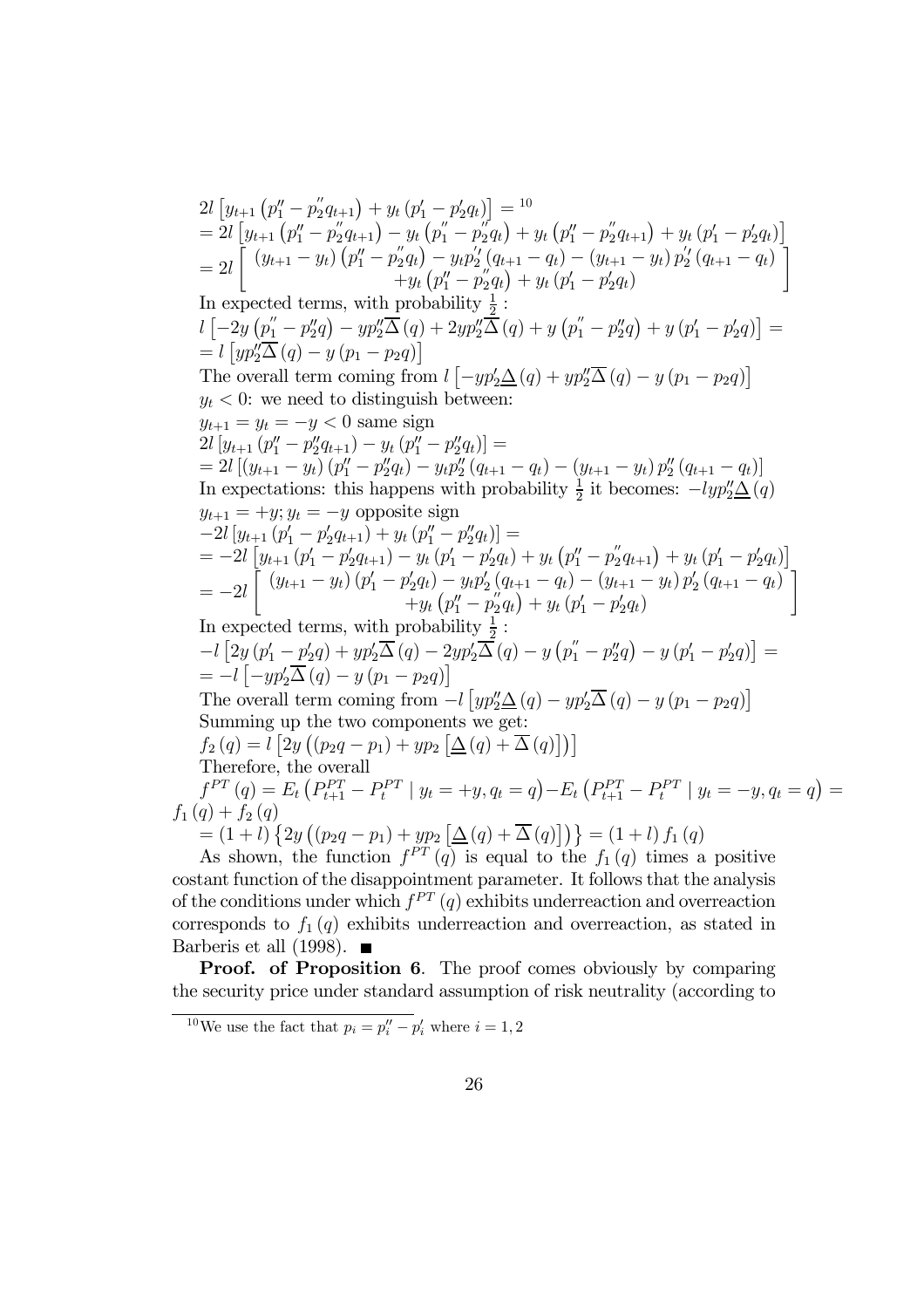$$2l\left[y_{t+1}\left(p_1^{''}-p_2^{''}q_{t+1}\right)+y_t\left(p_1^{\prime}-p_2^{\prime}q_t\right)\right]=^{10}$$

$$=2l\left[y_{t+1}\left(p_1^{''}-p_2^{''}q_{t+1}\right)-y_t\left(p_1^{''}-p_2^{''}q_t\right)+y_t\left(p_1^{''}-p_2^{''}q_{t+1}\right)+y_t\left(p_1^{\prime}-p_2^{\prime}q_t\right)\right]$$

$$=2l\left[\begin{array}{c}\left(y_{t+1}-y_t\right)\left(p_1^{''}-p_2^{''}q_t\right)-y_tp_2^{\prime\prime}\left(q_{t+1}-q_t\right)-\left(y_{t+1}-y_t\right)p_2^{\prime\prime}\left(q_{t+1}-q_t\right)\\+y_t\left(p_1^{''}-p_2^{''}q_t\right)+y_t\left(p_1^{\prime}-p_2^{\prime}q_t\right)\end{array}\right]$$

In expected terms, with probability $\frac{1}{2}$ :

$$l\left[-2y\left(p_1^{''}-p_2^{''}q\right)-yp_2^{''}\overline{\Delta}(q)+2yp_2^{''}\overline{\Delta}(q)+y\left(p_1^{''}-p_2^{''}q\right)+y\left(p_1^{\prime}-p_2^{\prime}q\right)\right]=$$

$$=l\left[yp_2^{''}\overline{\Delta}(q)-y\left(p_1-p_2q\right)\right]$$

The overall term coming from $l\left[-yp_2^{\prime}\underline{\Delta}(q)+yp_2^{''}\overline{\Delta}(q)-y\left(p_1-p_2q\right)\right]$

$y_t<0$: we need to distinguish between:

$y_{t+1}=y_t=-y<0$ same sign

$$2l\left[y_{t+1}\left(p_1^{''}-p_2^{''}q_{t+1}\right)-y_t\left(p_1^{''}-p_2^{''}q_t\right)\right]=$$

$$=2l\left[\left(y_{t+1}-y_t\right)\left(p_1^{''}-p_2^{''}q_t\right)-y_tp_2^{''}\left(q_{t+1}-q_t\right)-\left(y_{t+1}-y_t\right)p_2^{''}\left(q_{t+1}-q_t\right)\right]$$

In expectations: this happens with probability $\frac{1}{2}$ it becomes: $-lyp_2^{''}\underline{\Delta}(q)$

$y_{t+1}=+y; y_t=-y$ opposite sign

$$-2l\left[y_{t+1}\left(p_1^{\prime}-p_2^{\prime}q_{t+1}\right)+y_t\left(p_1^{''}-p_2^{''}q_t\right)\right]=$$

$$=-2l\left[y_{t+1}\left(p_1^{\prime}-p_2^{\prime}q_{t+1}\right)-y_t\left(p_1^{\prime}-p_2^{\prime}q_t\right)+y_t\left(p_1^{''}-p_2^{''}q_{t+1}\right)+y_t\left(p_1^{\prime}-p_2^{\prime}q_t\right)\right]$$

$$=-2l\left[\begin{array}{c}\left(y_{t+1}-y_t\right)\left(p_1^{\prime}-p_2^{\prime}q_t\right)-y_tp_2^{\prime}\left(q_{t+1}-q_t\right)-\left(y_{t+1}-y_t\right)p_2^{\prime}\left(q_{t+1}-q_t\right)\\+y_t\left(p_1^{''}-p_2^{''}q_t\right)+y_t\left(p_1^{\prime}-p_2^{\prime}q_t\right)\end{array}\right]$$

In expected terms, with probability $\frac{1}{2}$ :

$$-l\left[2y\left(p_1^{\prime}-p_2^{\prime}q\right)+yp_2^{\prime}\overline{\Delta}(q)-2yp_2^{\prime}\overline{\Delta}(q)-y\left(p_1^{''}-p_2^{''}q\right)-y\left(p_1^{\prime}-p_2^{\prime}q\right)\right]=$$

$$=-l\left[-yp_2^{\prime}\overline{\Delta}(q)-y\left(p_1-p_2q\right)\right]$$

The overall term coming from $-l\left[yp_2^{''}\underline{\Delta}(q)-yp_2^{\prime}\overline{\Delta}(q)-y\left(p_1-p_2q\right)\right]$

Summing up the two components we get:

$$f_2(q)=l\left[2y\left(\left(p_2q-p_1\right)+yp_2\left[\underline{\Delta}(q)+\overline{\Delta}(q)\right]\right)\right]$$

Therefore, the overall

$$f^{PT}(q)=E_t\left(P_{t+1}^{PT}-P_t^{PT}\mid y_t=+y,q_t=q\right)-E_t\left(P_{t+1}^{PT}-P_t^{PT}\mid y_t=-y,q_t=q\right)=f_1(q)+f_2(q)$$

$$=(1+l)\left\{2y\left(\left(p_2q-p_1\right)+yp_2\left[\underline{\Delta}(q)+\overline{\Delta}(q)\right]\right)\right\}=(1+l)\,f_1(q)$$

As shown, the function $f^{PT}(q)$ is equal to the $f_1(q)$ times a positive costant function of the disappointment parameter. It follows that the analysis of the conditions under which $f^{PT}(q)$ exhibits underreaction and overreaction corresponds to $f_1(q)$ exhibits underreaction and overreaction, as stated in Barberis et all (1998). ■

**Proof. of Proposition 6**. The proof comes obviously by comparing the security price under standard assumption of risk neutrality (according to

[10] We use the fact that $p_i=p_i^{''}-p_i^{\prime}$ where $i=1,2$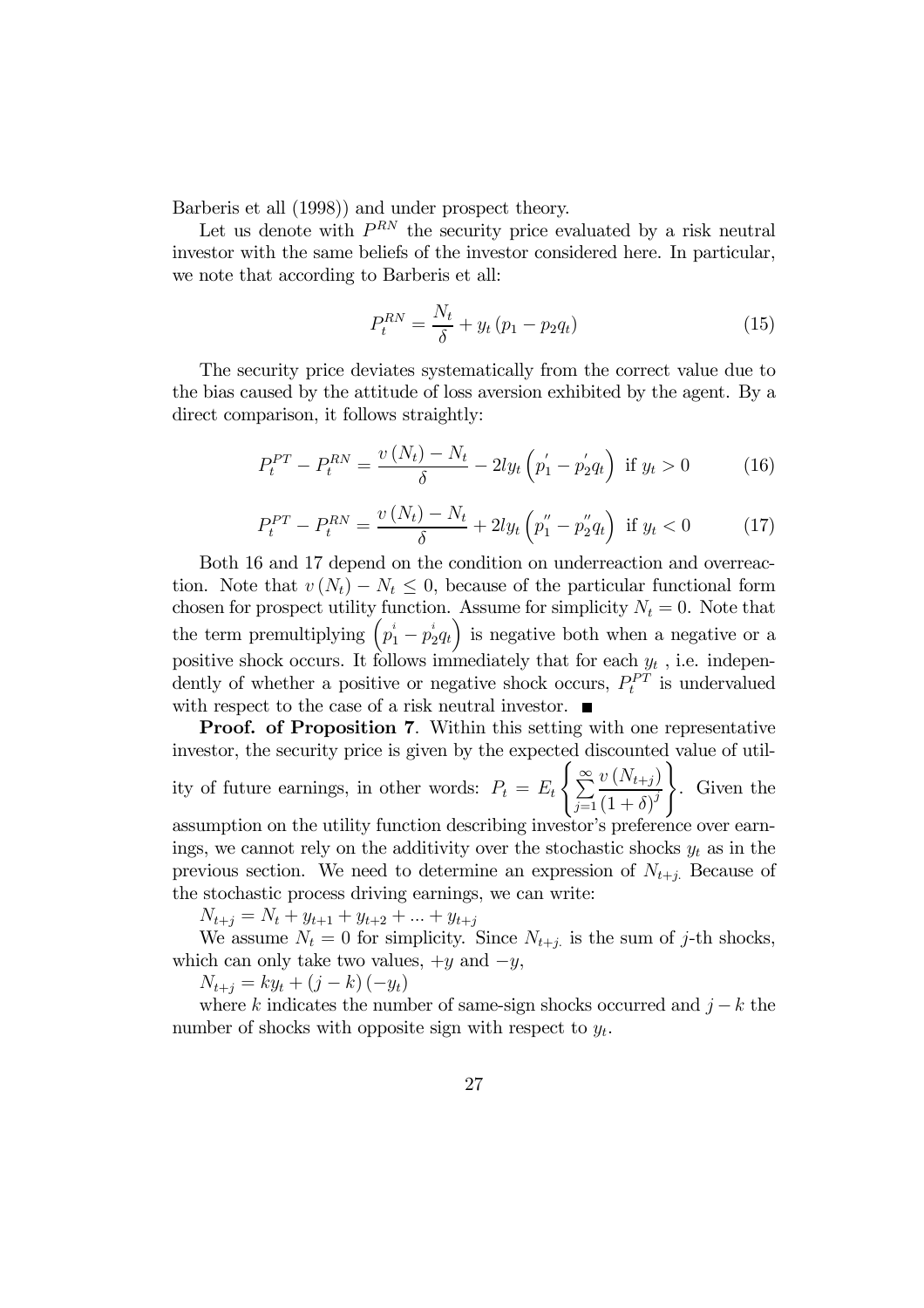Barberis et all (1998)) and under prospect theory.

Let us denote with $P^{RN}$ the security price evaluated by a risk neutral investor with the same beliefs of the investor considered here. In particular, we note that according to Barberis et all:

$$P_t^{RN} = \frac{N_t}{\delta} + y_t \left(p_1 - p_2 q_t\right) \tag{15}$$

The security price deviates systematically from the correct value due to the bias caused by the attitude of loss aversion exhibited by the agent. By a direct comparison, it follows straightly:

$$P_t^{PT} - P_t^{RN} = \frac{v\left(N_t\right) - N_t}{\delta} - 2l y_t \left(p_1^{'} - p_2^{'} q_t\right) \text{ if } y_t > 0 \tag{16}$$

$$P_t^{PT} - P_t^{RN} = \frac{v\left(N_t\right) - N_t}{\delta} + 2l y_t \left(p_1^{''} - p_2^{''} q_t\right) \text{ if } y_t < 0 \tag{17}$$

Both 16 and 17 depend on the condition on underreaction and overreaction. Note that $v\left(N_t\right) - N_t \leq 0$, because of the particular functional form chosen for prospect utility function. Assume for simplicity $N_t = 0$. Note that the term premultiplying $\left(p_1^{i} - p_2^{i} q_t\right)$ is negative both when a negative or a positive shock occurs. It follows immediately that for each $y_t$ , i.e. independently of whether a positive or negative shock occurs, $P_t^{PT}$ is undervalued with respect to the case of a risk neutral investor. ■

**Proof. of Proposition 7**. Within this setting with one representative investor, the security price is given by the expected discounted value of utility of future earnings, in other words: $P_t = E_t \left\{ \sum_{j=1}^{\infty} \frac{v\left(N_{t+j}\right)}{\left(1+\delta\right)^j} \right\}$. Given the assumption on the utility function describing investor's preference over earnings, we cannot rely on the additivity over the stochastic shocks $y_t$ as in the previous section. We need to determine an expression of $N_{t+j}$. Because of the stochastic process driving earnings, we can write:

$N_{t+j} = N_t + y_{t+1} + y_{t+2} + ... + y_{t+j}$

We assume $N_t = 0$ for simplicity. Since $N_{t+j}$ is the sum of $j$-th shocks, which can only take two values, $+y$ and $-y$,

$N_{t+j} = k y_t + (j-k)\left(-y_t\right)$

where $k$ indicates the number of same-sign shocks occurred and $j-k$ the number of shocks with opposite sign with respect to $y_t$.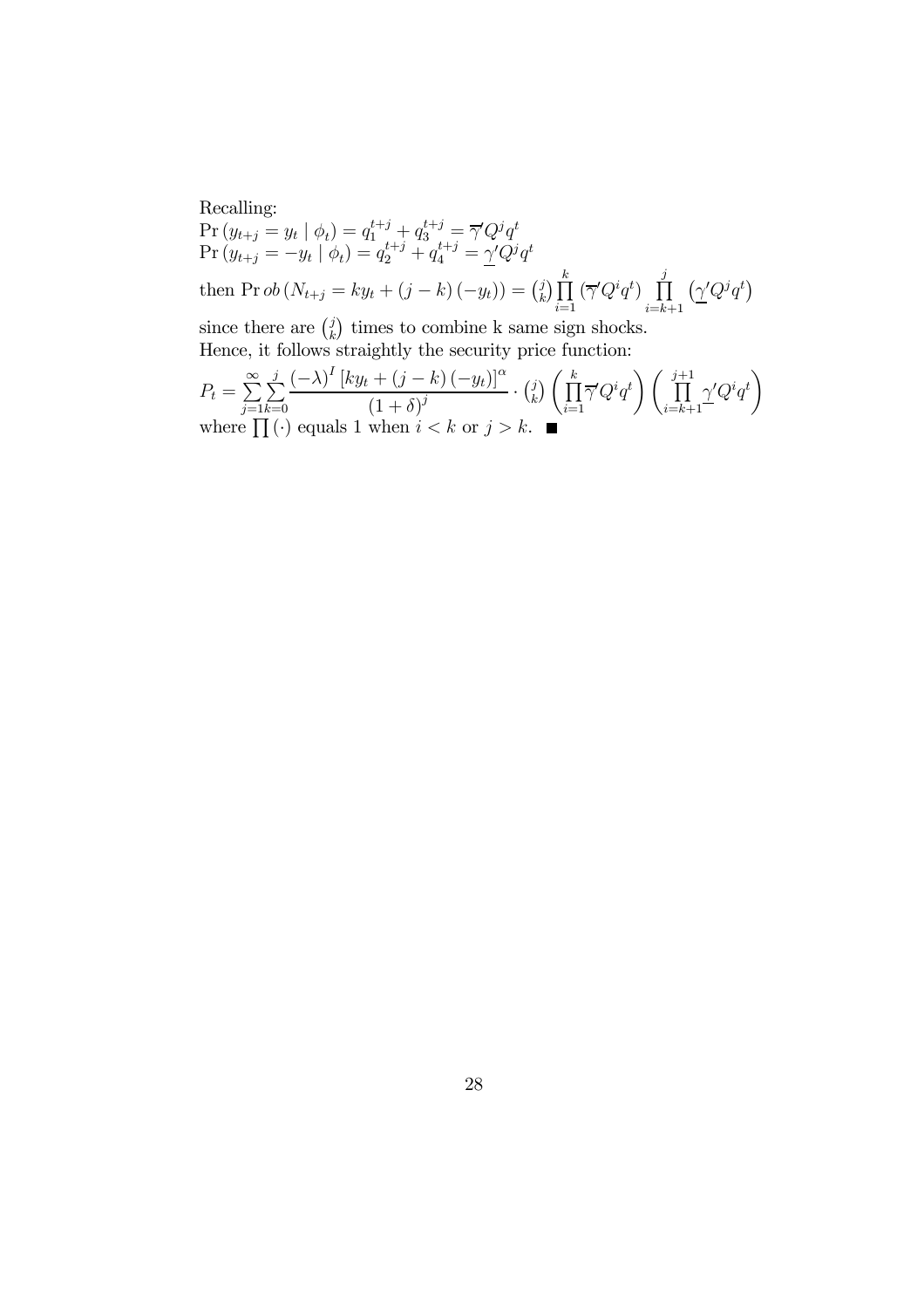Recalling:

$\Pr\left(y_{t+j} = y_t \mid \phi_t\right) = q_1^{t+j} + q_3^{t+j} = \overline{\gamma}' Q^j q^t$

$\Pr\left(y_{t+j} = -y_t \mid \phi_t\right) = q_2^{t+j} + q_4^{t+j} = \underline{\gamma}' Q^j q^t$

then $\Pr ob\left(N_{t+j} = ky_t + (j-k)(-y_t)\right) = \binom{j}{k} \prod_{i=1}^{k} \left(\overline{\gamma}' Q^i q^t\right) \prod_{i=k+1}^{j} \left(\underline{\gamma}' Q^j q^t\right)$

since there are $\binom{j}{k}$ times to combine k same sign shocks.

Hence, it follows straightly the security price function:

$$P_t = \sum_{j=1}^{\infty} \sum_{k=0}^{j} \frac{(-\lambda)^I \left[ky_t + (j-k)(-y_t)\right]^\alpha}{(1+\delta)^j} \cdot \binom{j}{k} \left(\prod_{i=1}^{k} \overline{\gamma}' Q^i q^t\right) \left(\prod_{i=k+1}^{j+1} \underline{\gamma}' Q^i q^t\right)$$

where $\prod(\cdot)$ equals 1 when $i < k$ or $j > k$. ■